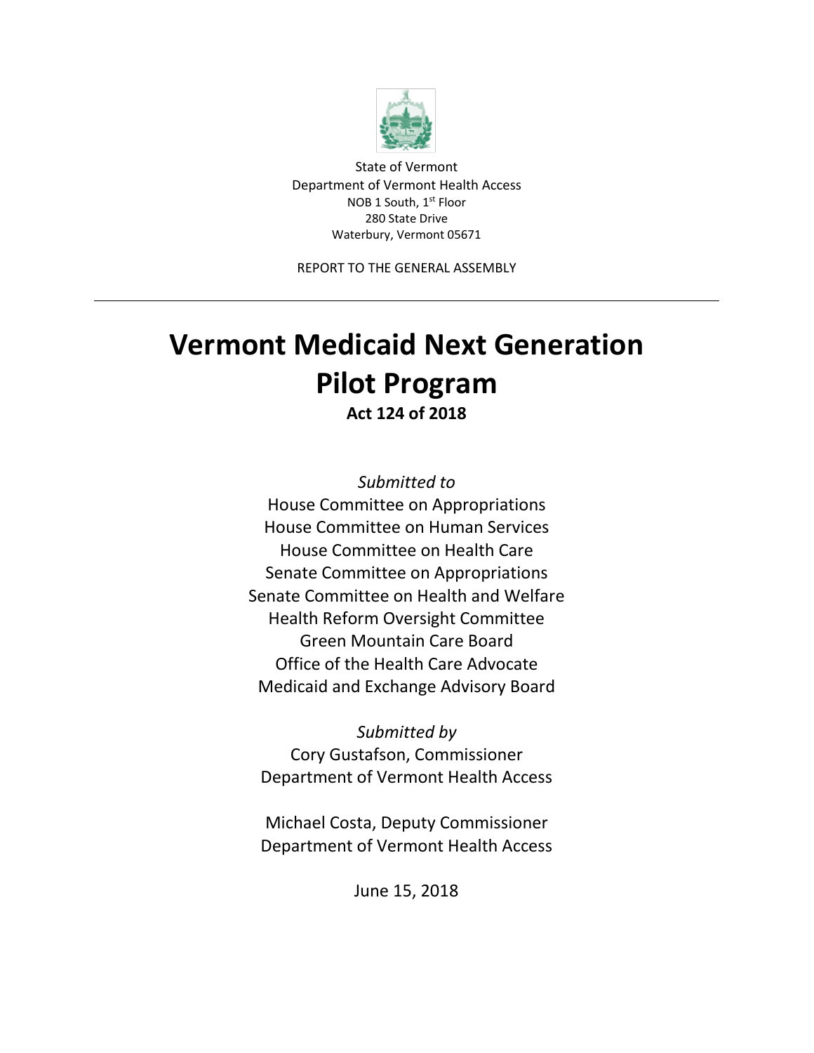State of Vermont
Department of Vermont Health Access
NOB 1 South, 1st Floor
280 State Drive
Waterbury, Vermont 05671

REPORT TO THE GENERAL ASSEMBLY

---

# Vermont Medicaid Next Generation Pilot Program

**Act 124 of 2018**

*Submitted to*

House Committee on Appropriations
House Committee on Human Services
House Committee on Health Care
Senate Committee on Appropriations
Senate Committee on Health and Welfare
Health Reform Oversight Committee
Green Mountain Care Board
Office of the Health Care Advocate
Medicaid and Exchange Advisory Board

*Submitted by*

Cory Gustafson, Commissioner
Department of Vermont Health Access

Michael Costa, Deputy Commissioner
Department of Vermont Health Access

June 15, 2018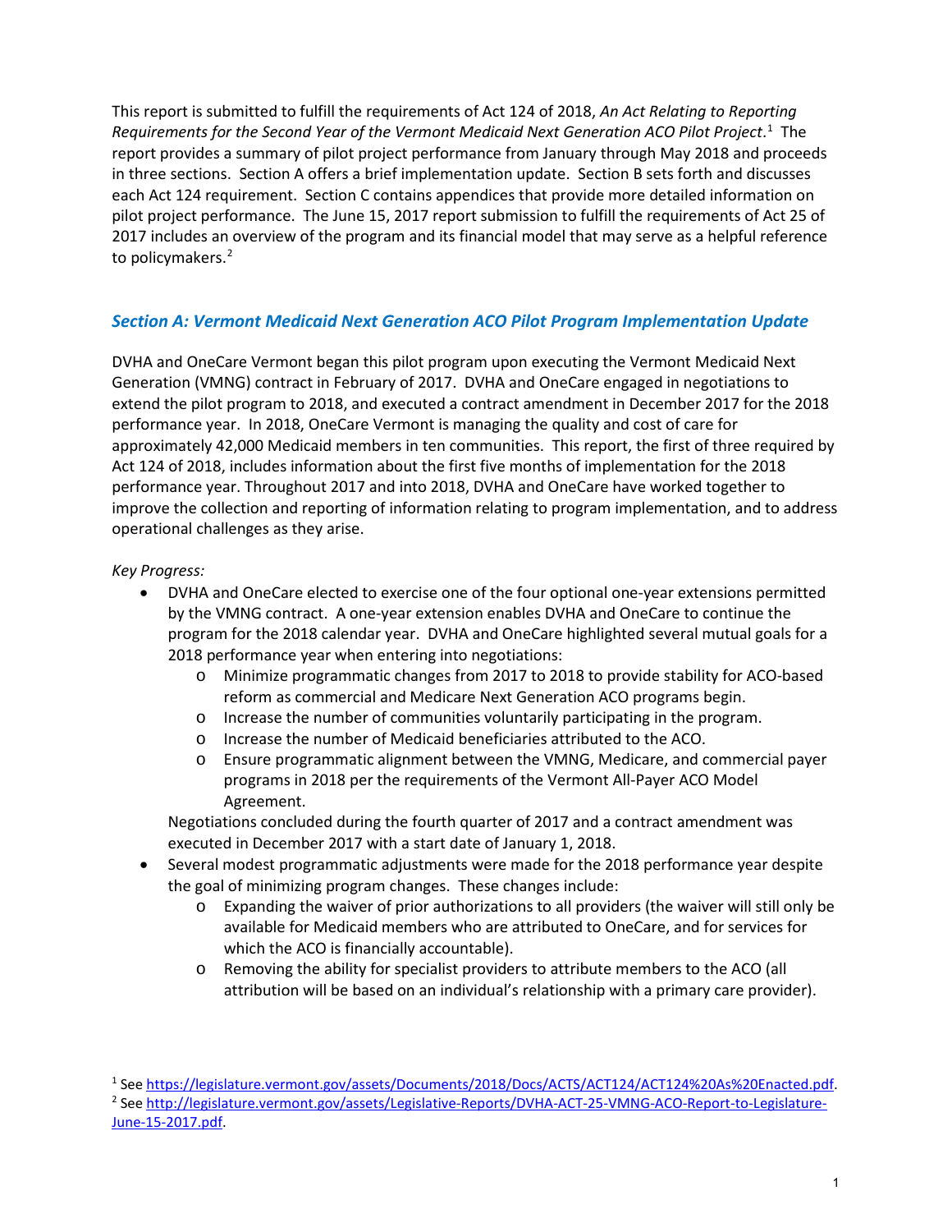This report is submitted to fulfill the requirements of Act 124 of 2018, *An Act Relating to Reporting Requirements for the Second Year of the Vermont Medicaid Next Generation ACO Pilot Project*.[1] The report provides a summary of pilot project performance from January through May 2018 and proceeds in three sections. Section A offers a brief implementation update. Section B sets forth and discusses each Act 124 requirement. Section C contains appendices that provide more detailed information on pilot project performance. The June 15, 2017 report submission to fulfill the requirements of Act 25 of 2017 includes an overview of the program and its financial model that may serve as a helpful reference to policymakers.[2]

## *Section A: Vermont Medicaid Next Generation ACO Pilot Program Implementation Update*

DVHA and OneCare Vermont began this pilot program upon executing the Vermont Medicaid Next Generation (VMNG) contract in February of 2017. DVHA and OneCare engaged in negotiations to extend the pilot program to 2018, and executed a contract amendment in December 2017 for the 2018 performance year. In 2018, OneCare Vermont is managing the quality and cost of care for approximately 42,000 Medicaid members in ten communities. This report, the first of three required by Act 124 of 2018, includes information about the first five months of implementation for the 2018 performance year. Throughout 2017 and into 2018, DVHA and OneCare have worked together to improve the collection and reporting of information relating to program implementation, and to address operational challenges as they arise.

*Key Progress:*

- DVHA and OneCare elected to exercise one of the four optional one-year extensions permitted by the VMNG contract. A one-year extension enables DVHA and OneCare to continue the program for the 2018 calendar year. DVHA and OneCare highlighted several mutual goals for a 2018 performance year when entering into negotiations:
    - Minimize programmatic changes from 2017 to 2018 to provide stability for ACO-based reform as commercial and Medicare Next Generation ACO programs begin.
    - Increase the number of communities voluntarily participating in the program.
    - Increase the number of Medicaid beneficiaries attributed to the ACO.
    - Ensure programmatic alignment between the VMNG, Medicare, and commercial payer programs in 2018 per the requirements of the Vermont All-Payer ACO Model Agreement.

  Negotiations concluded during the fourth quarter of 2017 and a contract amendment was executed in December 2017 with a start date of January 1, 2018.
- Several modest programmatic adjustments were made for the 2018 performance year despite the goal of minimizing program changes. These changes include:
    - Expanding the waiver of prior authorizations to all providers (the waiver will still only be available for Medicaid members who are attributed to OneCare, and for services for which the ACO is financially accountable).
    - Removing the ability for specialist providers to attribute members to the ACO (all attribution will be based on an individual's relationship with a primary care provider).

[1] See https://legislature.vermont.gov/assets/Documents/2018/Docs/ACTS/ACT124/ACT124%20As%20Enacted.pdf.
[2] See http://legislature.vermont.gov/assets/Legislative-Reports/DVHA-ACT-25-VMNG-ACO-Report-to-Legislature-June-15-2017.pdf.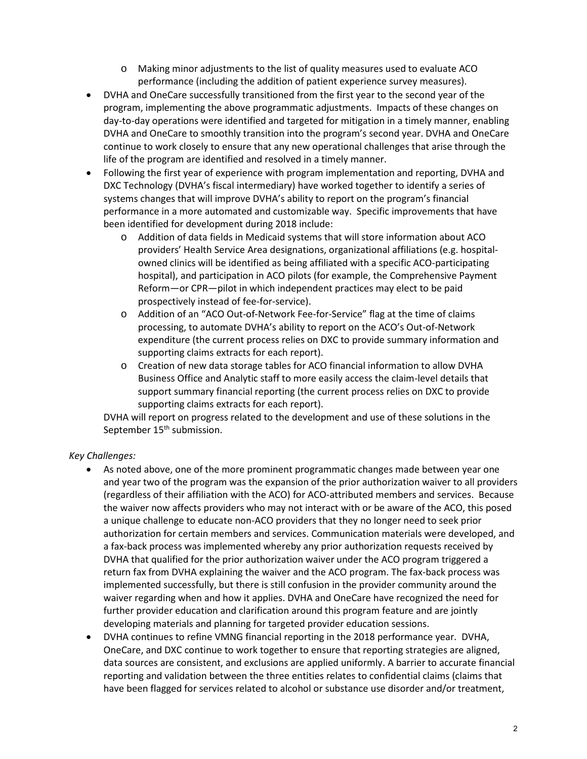- Making minor adjustments to the list of quality measures used to evaluate ACO performance (including the addition of patient experience survey measures).
- DVHA and OneCare successfully transitioned from the first year to the second year of the program, implementing the above programmatic adjustments. Impacts of these changes on day-to-day operations were identified and targeted for mitigation in a timely manner, enabling DVHA and OneCare to smoothly transition into the program's second year. DVHA and OneCare continue to work closely to ensure that any new operational challenges that arise through the life of the program are identified and resolved in a timely manner.
- Following the first year of experience with program implementation and reporting, DVHA and DXC Technology (DVHA's fiscal intermediary) have worked together to identify a series of systems changes that will improve DVHA's ability to report on the program's financial performance in a more automated and customizable way. Specific improvements that have been identified for development during 2018 include:
  - Addition of data fields in Medicaid systems that will store information about ACO providers' Health Service Area designations, organizational affiliations (e.g. hospital-owned clinics will be identified as being affiliated with a specific ACO-participating hospital), and participation in ACO pilots (for example, the Comprehensive Payment Reform—or CPR—pilot in which independent practices may elect to be paid prospectively instead of fee-for-service).
  - Addition of an "ACO Out-of-Network Fee-for-Service" flag at the time of claims processing, to automate DVHA's ability to report on the ACO's Out-of-Network expenditure (the current process relies on DXC to provide summary information and supporting claims extracts for each report).
  - Creation of new data storage tables for ACO financial information to allow DVHA Business Office and Analytic staff to more easily access the claim-level details that support summary financial reporting (the current process relies on DXC to provide supporting claims extracts for each report).

  DVHA will report on progress related to the development and use of these solutions in the September 15th submission.

*Key Challenges:*

- As noted above, one of the more prominent programmatic changes made between year one and year two of the program was the expansion of the prior authorization waiver to all providers (regardless of their affiliation with the ACO) for ACO-attributed members and services. Because the waiver now affects providers who may not interact with or be aware of the ACO, this posed a unique challenge to educate non-ACO providers that they no longer need to seek prior authorization for certain members and services. Communication materials were developed, and a fax-back process was implemented whereby any prior authorization requests received by DVHA that qualified for the prior authorization waiver under the ACO program triggered a return fax from DVHA explaining the waiver and the ACO program. The fax-back process was implemented successfully, but there is still confusion in the provider community around the waiver regarding when and how it applies. DVHA and OneCare have recognized the need for further provider education and clarification around this program feature and are jointly developing materials and planning for targeted provider education sessions.
- DVHA continues to refine VMNG financial reporting in the 2018 performance year. DVHA, OneCare, and DXC continue to work together to ensure that reporting strategies are aligned, data sources are consistent, and exclusions are applied uniformly. A barrier to accurate financial reporting and validation between the three entities relates to confidential claims (claims that have been flagged for services related to alcohol or substance use disorder and/or treatment,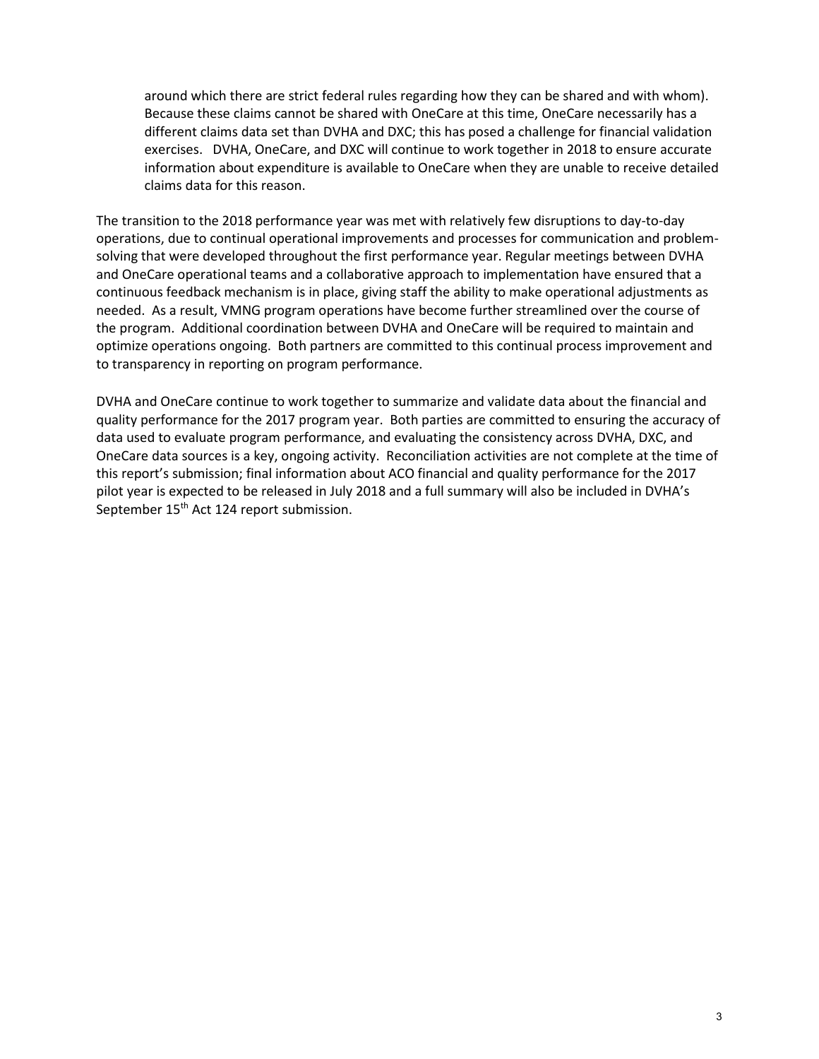around which there are strict federal rules regarding how they can be shared and with whom). Because these claims cannot be shared with OneCare at this time, OneCare necessarily has a different claims data set than DVHA and DXC; this has posed a challenge for financial validation exercises. DVHA, OneCare, and DXC will continue to work together in 2018 to ensure accurate information about expenditure is available to OneCare when they are unable to receive detailed claims data for this reason.

The transition to the 2018 performance year was met with relatively few disruptions to day-to-day operations, due to continual operational improvements and processes for communication and problem-solving that were developed throughout the first performance year. Regular meetings between DVHA and OneCare operational teams and a collaborative approach to implementation have ensured that a continuous feedback mechanism is in place, giving staff the ability to make operational adjustments as needed. As a result, VMNG program operations have become further streamlined over the course of the program. Additional coordination between DVHA and OneCare will be required to maintain and optimize operations ongoing. Both partners are committed to this continual process improvement and to transparency in reporting on program performance.

DVHA and OneCare continue to work together to summarize and validate data about the financial and quality performance for the 2017 program year. Both parties are committed to ensuring the accuracy of data used to evaluate program performance, and evaluating the consistency across DVHA, DXC, and OneCare data sources is a key, ongoing activity. Reconciliation activities are not complete at the time of this report's submission; final information about ACO financial and quality performance for the 2017 pilot year is expected to be released in July 2018 and a full summary will also be included in DVHA's September 15th Act 124 report submission.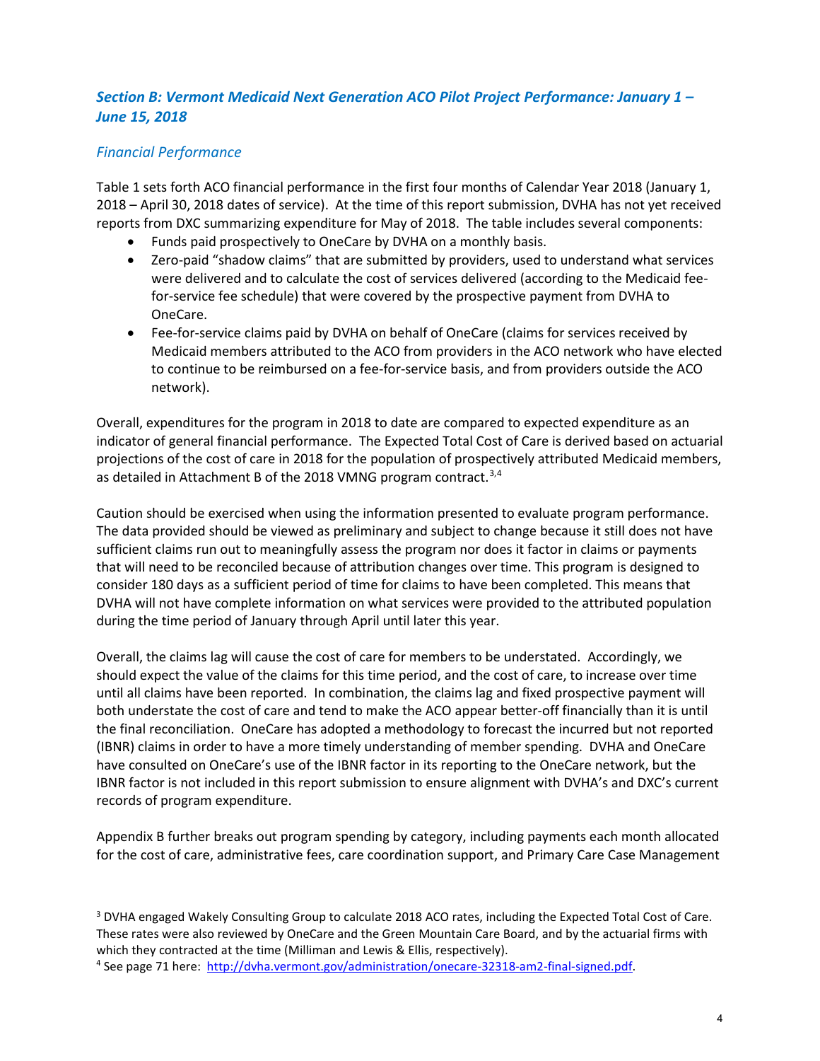### *Section B: Vermont Medicaid Next Generation ACO Pilot Project Performance: January 1 – June 15, 2018*

#### *Financial Performance*

Table 1 sets forth ACO financial performance in the first four months of Calendar Year 2018 (January 1, 2018 – April 30, 2018 dates of service). At the time of this report submission, DVHA has not yet received reports from DXC summarizing expenditure for May of 2018. The table includes several components:

- Funds paid prospectively to OneCare by DVHA on a monthly basis.
- Zero-paid "shadow claims" that are submitted by providers, used to understand what services were delivered and to calculate the cost of services delivered (according to the Medicaid fee-for-service fee schedule) that were covered by the prospective payment from DVHA to OneCare.
- Fee-for-service claims paid by DVHA on behalf of OneCare (claims for services received by Medicaid members attributed to the ACO from providers in the ACO network who have elected to continue to be reimbursed on a fee-for-service basis, and from providers outside the ACO network).

Overall, expenditures for the program in 2018 to date are compared to expected expenditure as an indicator of general financial performance. The Expected Total Cost of Care is derived based on actuarial projections of the cost of care in 2018 for the population of prospectively attributed Medicaid members, as detailed in Attachment B of the 2018 VMNG program contract.[3,4]

Caution should be exercised when using the information presented to evaluate program performance. The data provided should be viewed as preliminary and subject to change because it still does not have sufficient claims run out to meaningfully assess the program nor does it factor in claims or payments that will need to be reconciled because of attribution changes over time. This program is designed to consider 180 days as a sufficient period of time for claims to have been completed. This means that DVHA will not have complete information on what services were provided to the attributed population during the time period of January through April until later this year.

Overall, the claims lag will cause the cost of care for members to be understated. Accordingly, we should expect the value of the claims for this time period, and the cost of care, to increase over time until all claims have been reported. In combination, the claims lag and fixed prospective payment will both understate the cost of care and tend to make the ACO appear better-off financially than it is until the final reconciliation. OneCare has adopted a methodology to forecast the incurred but not reported (IBNR) claims in order to have a more timely understanding of member spending. DVHA and OneCare have consulted on OneCare's use of the IBNR factor in its reporting to the OneCare network, but the IBNR factor is not included in this report submission to ensure alignment with DVHA's and DXC's current records of program expenditure.

Appendix B further breaks out program spending by category, including payments each month allocated for the cost of care, administrative fees, care coordination support, and Primary Care Case Management

[3] DVHA engaged Wakely Consulting Group to calculate 2018 ACO rates, including the Expected Total Cost of Care. These rates were also reviewed by OneCare and the Green Mountain Care Board, and by the actuarial firms with which they contracted at the time (Milliman and Lewis & Ellis, respectively).

[4] See page 71 here: http://dvha.vermont.gov/administration/onecare-32318-am2-final-signed.pdf.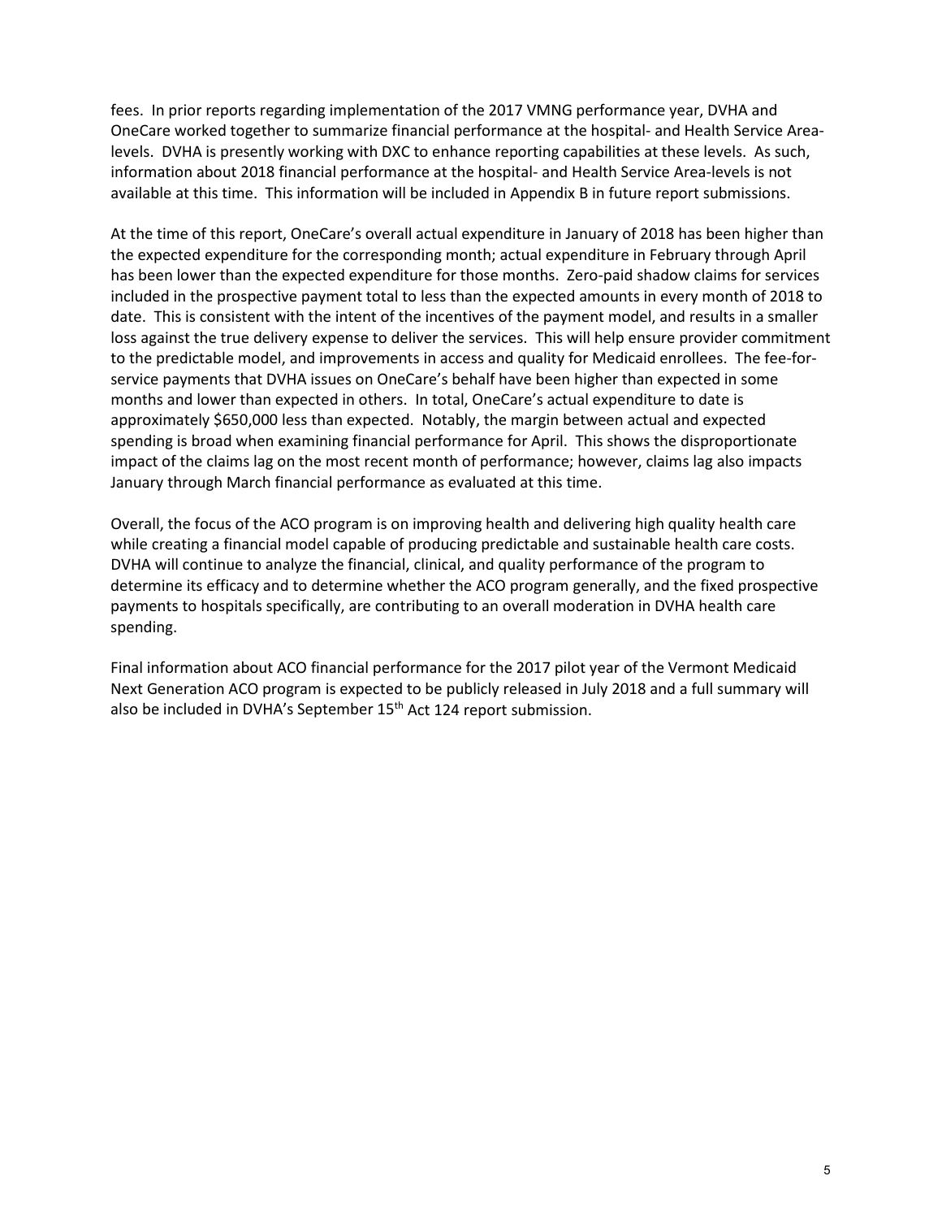fees. In prior reports regarding implementation of the 2017 VMNG performance year, DVHA and OneCare worked together to summarize financial performance at the hospital- and Health Service Area-levels. DVHA is presently working with DXC to enhance reporting capabilities at these levels. As such, information about 2018 financial performance at the hospital- and Health Service Area-levels is not available at this time. This information will be included in Appendix B in future report submissions.

At the time of this report, OneCare's overall actual expenditure in January of 2018 has been higher than the expected expenditure for the corresponding month; actual expenditure in February through April has been lower than the expected expenditure for those months. Zero-paid shadow claims for services included in the prospective payment total to less than the expected amounts in every month of 2018 to date. This is consistent with the intent of the incentives of the payment model, and results in a smaller loss against the true delivery expense to deliver the services. This will help ensure provider commitment to the predictable model, and improvements in access and quality for Medicaid enrollees. The fee-for-service payments that DVHA issues on OneCare's behalf have been higher than expected in some months and lower than expected in others. In total, OneCare's actual expenditure to date is approximately $650,000 less than expected. Notably, the margin between actual and expected spending is broad when examining financial performance for April. This shows the disproportionate impact of the claims lag on the most recent month of performance; however, claims lag also impacts January through March financial performance as evaluated at this time.

Overall, the focus of the ACO program is on improving health and delivering high quality health care while creating a financial model capable of producing predictable and sustainable health care costs. DVHA will continue to analyze the financial, clinical, and quality performance of the program to determine its efficacy and to determine whether the ACO program generally, and the fixed prospective payments to hospitals specifically, are contributing to an overall moderation in DVHA health care spending.

Final information about ACO financial performance for the 2017 pilot year of the Vermont Medicaid Next Generation ACO program is expected to be publicly released in July 2018 and a full summary will also be included in DVHA's September 15th Act 124 report submission.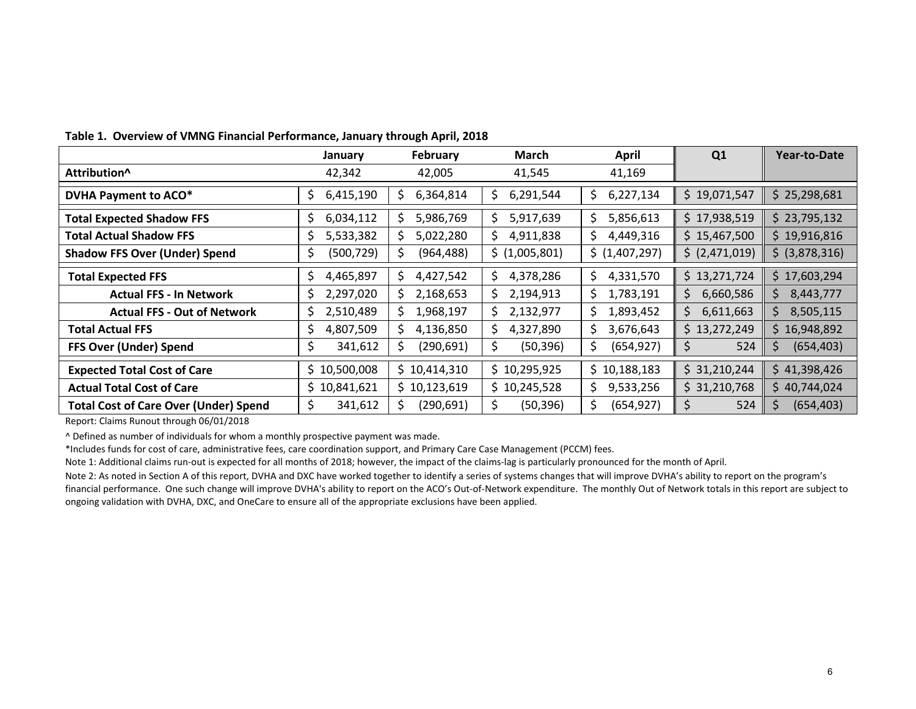**Table 1. Overview of VMNG Financial Performance, January through April, 2018**

| | January | February | March | April | Q1 | Year-to-Date |
|---|---|---|---|---|---|---|
| **Attribution^** | 42,342 | 42,005 | 41,545 | 41,169 | | |
| **DVHA Payment to ACO*** | $ 6,415,190 | $ 6,364,814 | $ 6,291,544 | $ 6,227,134 | $ 19,071,547 | $ 25,298,681 |
| **Total Expected Shadow FFS** | $ 6,034,112 | $ 5,986,769 | $ 5,917,639 | $ 5,856,613 | $ 17,938,519 | $ 23,795,132 |
| **Total Actual Shadow FFS** | $ 5,533,382 | $ 5,022,280 | $ 4,911,838 | $ 4,449,316 | $ 15,467,500 | $ 19,916,816 |
| **Shadow FFS Over (Under) Spend** | $ (500,729) | $ (964,488) | $ (1,005,801) | $ (1,407,297) | $ (2,471,019) | $ (3,878,316) |
| **Total Expected FFS** | $ 4,465,897 | $ 4,427,542 | $ 4,378,286 | $ 4,331,570 | $ 13,271,724 | $ 17,603,294 |
| **Actual FFS - In Network** | $ 2,297,020 | $ 2,168,653 | $ 2,194,913 | $ 1,783,191 | $ 6,660,586 | $ 8,443,777 |
| **Actual FFS - Out of Network** | $ 2,510,489 | $ 1,968,197 | $ 2,132,977 | $ 1,893,452 | $ 6,611,663 | $ 8,505,115 |
| **Total Actual FFS** | $ 4,807,509 | $ 4,136,850 | $ 4,327,890 | $ 3,676,643 | $ 13,272,249 | $ 16,948,892 |
| **FFS Over (Under) Spend** | $ 341,612 | $ (290,691) | $ (50,396) | $ (654,927) | $ 524 | $ (654,403) |
| **Expected Total Cost of Care** | $ 10,500,008 | $ 10,414,310 | $ 10,295,925 | $ 10,188,183 | $ 31,210,244 | $ 41,398,426 |
| **Actual Total Cost of Care** | $ 10,841,621 | $ 10,123,619 | $ 10,245,528 | $ 9,533,256 | $ 31,210,768 | $ 40,744,024 |
| **Total Cost of Care Over (Under) Spend** | $ 341,612 | $ (290,691) | $ (50,396) | $ (654,927) | $ 524 | $ (654,403) |

Report: Claims Runout through 06/01/2018

^ Defined as number of individuals for whom a monthly prospective payment was made.

*Includes funds for cost of care, administrative fees, care coordination support, and Primary Care Case Management (PCCM) fees.

Note 1: Additional claims run-out is expected for all months of 2018; however, the impact of the claims-lag is particularly pronounced for the month of April.

Note 2: As noted in Section A of this report, DVHA and DXC have worked together to identify a series of systems changes that will improve DVHA's ability to report on the program's financial performance. One such change will improve DVHA's ability to report on the ACO's Out-of-Network expenditure. The monthly Out of Network totals in this report are subject to ongoing validation with DVHA, DXC, and OneCare to ensure all of the appropriate exclusions have been applied.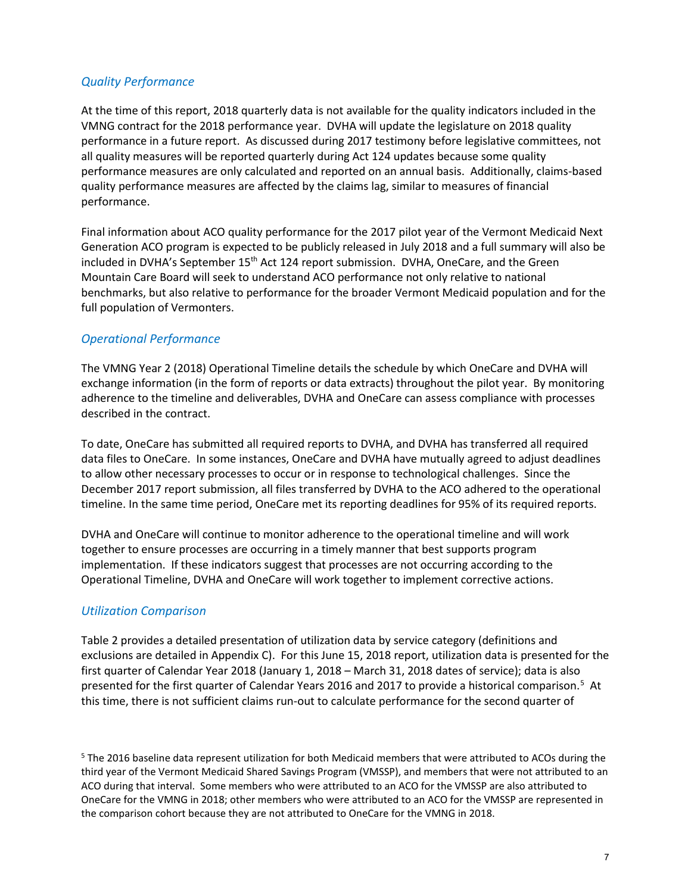### *Quality Performance*

At the time of this report, 2018 quarterly data is not available for the quality indicators included in the VMNG contract for the 2018 performance year. DVHA will update the legislature on 2018 quality performance in a future report. As discussed during 2017 testimony before legislative committees, not all quality measures will be reported quarterly during Act 124 updates because some quality performance measures are only calculated and reported on an annual basis. Additionally, claims-based quality performance measures are affected by the claims lag, similar to measures of financial performance.

Final information about ACO quality performance for the 2017 pilot year of the Vermont Medicaid Next Generation ACO program is expected to be publicly released in July 2018 and a full summary will also be included in DVHA's September 15th Act 124 report submission. DVHA, OneCare, and the Green Mountain Care Board will seek to understand ACO performance not only relative to national benchmarks, but also relative to performance for the broader Vermont Medicaid population and for the full population of Vermonters.

### *Operational Performance*

The VMNG Year 2 (2018) Operational Timeline details the schedule by which OneCare and DVHA will exchange information (in the form of reports or data extracts) throughout the pilot year. By monitoring adherence to the timeline and deliverables, DVHA and OneCare can assess compliance with processes described in the contract.

To date, OneCare has submitted all required reports to DVHA, and DVHA has transferred all required data files to OneCare. In some instances, OneCare and DVHA have mutually agreed to adjust deadlines to allow other necessary processes to occur or in response to technological challenges. Since the December 2017 report submission, all files transferred by DVHA to the ACO adhered to the operational timeline. In the same time period, OneCare met its reporting deadlines for 95% of its required reports.

DVHA and OneCare will continue to monitor adherence to the operational timeline and will work together to ensure processes are occurring in a timely manner that best supports program implementation. If these indicators suggest that processes are not occurring according to the Operational Timeline, DVHA and OneCare will work together to implement corrective actions.

### *Utilization Comparison*

Table 2 provides a detailed presentation of utilization data by service category (definitions and exclusions are detailed in Appendix C). For this June 15, 2018 report, utilization data is presented for the first quarter of Calendar Year 2018 (January 1, 2018 – March 31, 2018 dates of service); data is also presented for the first quarter of Calendar Years 2016 and 2017 to provide a historical comparison.[5] At this time, there is not sufficient claims run-out to calculate performance for the second quarter of

[5] The 2016 baseline data represent utilization for both Medicaid members that were attributed to ACOs during the third year of the Vermont Medicaid Shared Savings Program (VMSSP), and members that were not attributed to an ACO during that interval. Some members who were attributed to an ACO for the VMSSP are also attributed to OneCare for the VMNG in 2018; other members who were attributed to an ACO for the VMSSP are represented in the comparison cohort because they are not attributed to OneCare for the VMNG in 2018.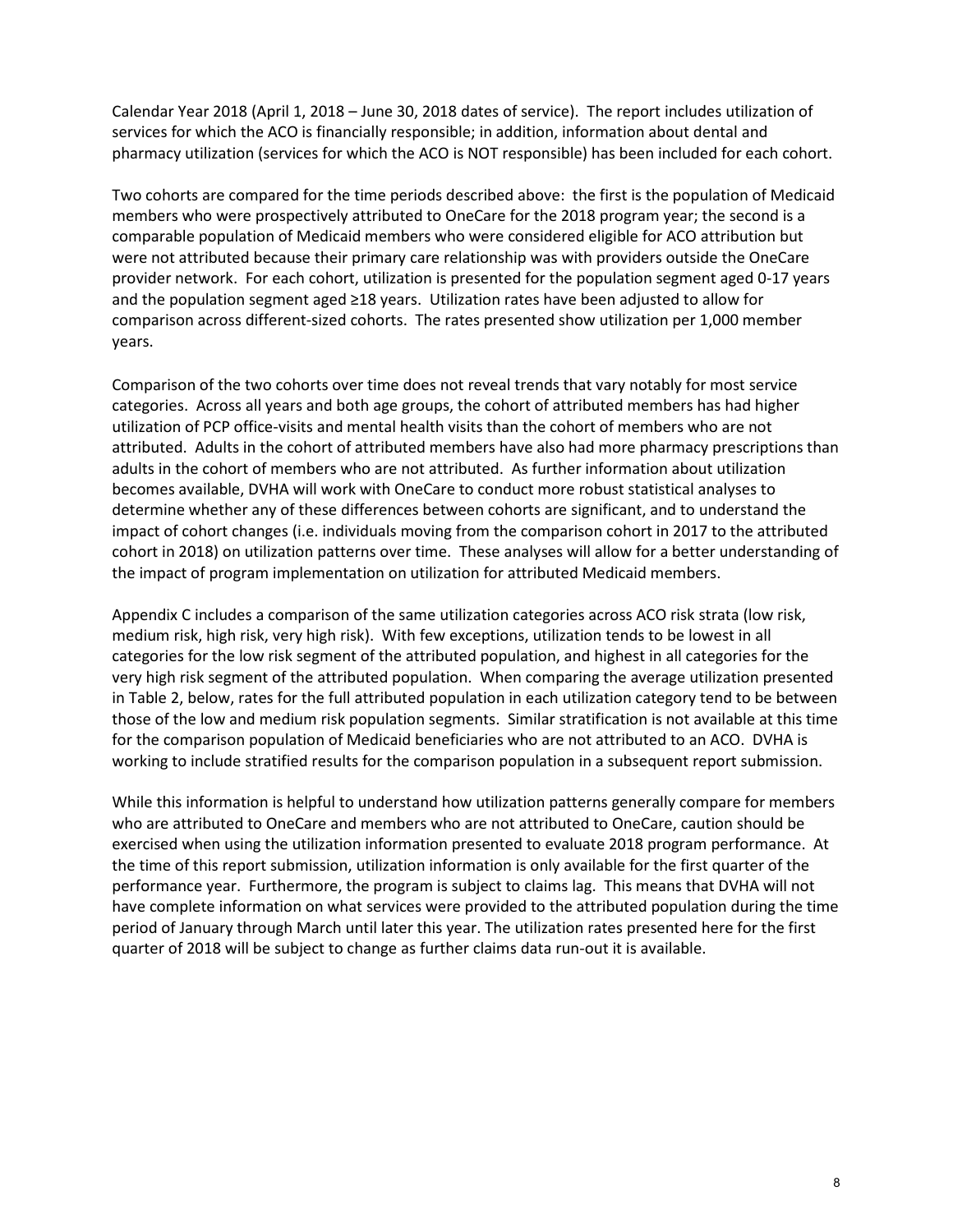Calendar Year 2018 (April 1, 2018 – June 30, 2018 dates of service). The report includes utilization of services for which the ACO is financially responsible; in addition, information about dental and pharmacy utilization (services for which the ACO is NOT responsible) has been included for each cohort.

Two cohorts are compared for the time periods described above: the first is the population of Medicaid members who were prospectively attributed to OneCare for the 2018 program year; the second is a comparable population of Medicaid members who were considered eligible for ACO attribution but were not attributed because their primary care relationship was with providers outside the OneCare provider network. For each cohort, utilization is presented for the population segment aged 0-17 years and the population segment aged ≥18 years. Utilization rates have been adjusted to allow for comparison across different-sized cohorts. The rates presented show utilization per 1,000 member years.

Comparison of the two cohorts over time does not reveal trends that vary notably for most service categories. Across all years and both age groups, the cohort of attributed members has had higher utilization of PCP office-visits and mental health visits than the cohort of members who are not attributed. Adults in the cohort of attributed members have also had more pharmacy prescriptions than adults in the cohort of members who are not attributed. As further information about utilization becomes available, DVHA will work with OneCare to conduct more robust statistical analyses to determine whether any of these differences between cohorts are significant, and to understand the impact of cohort changes (i.e. individuals moving from the comparison cohort in 2017 to the attributed cohort in 2018) on utilization patterns over time. These analyses will allow for a better understanding of the impact of program implementation on utilization for attributed Medicaid members.

Appendix C includes a comparison of the same utilization categories across ACO risk strata (low risk, medium risk, high risk, very high risk). With few exceptions, utilization tends to be lowest in all categories for the low risk segment of the attributed population, and highest in all categories for the very high risk segment of the attributed population. When comparing the average utilization presented in Table 2, below, rates for the full attributed population in each utilization category tend to be between those of the low and medium risk population segments. Similar stratification is not available at this time for the comparison population of Medicaid beneficiaries who are not attributed to an ACO. DVHA is working to include stratified results for the comparison population in a subsequent report submission.

While this information is helpful to understand how utilization patterns generally compare for members who are attributed to OneCare and members who are not attributed to OneCare, caution should be exercised when using the utilization information presented to evaluate 2018 program performance. At the time of this report submission, utilization information is only available for the first quarter of the performance year. Furthermore, the program is subject to claims lag. This means that DVHA will not have complete information on what services were provided to the attributed population during the time period of January through March until later this year. The utilization rates presented here for the first quarter of 2018 will be subject to change as further claims data run-out it is available.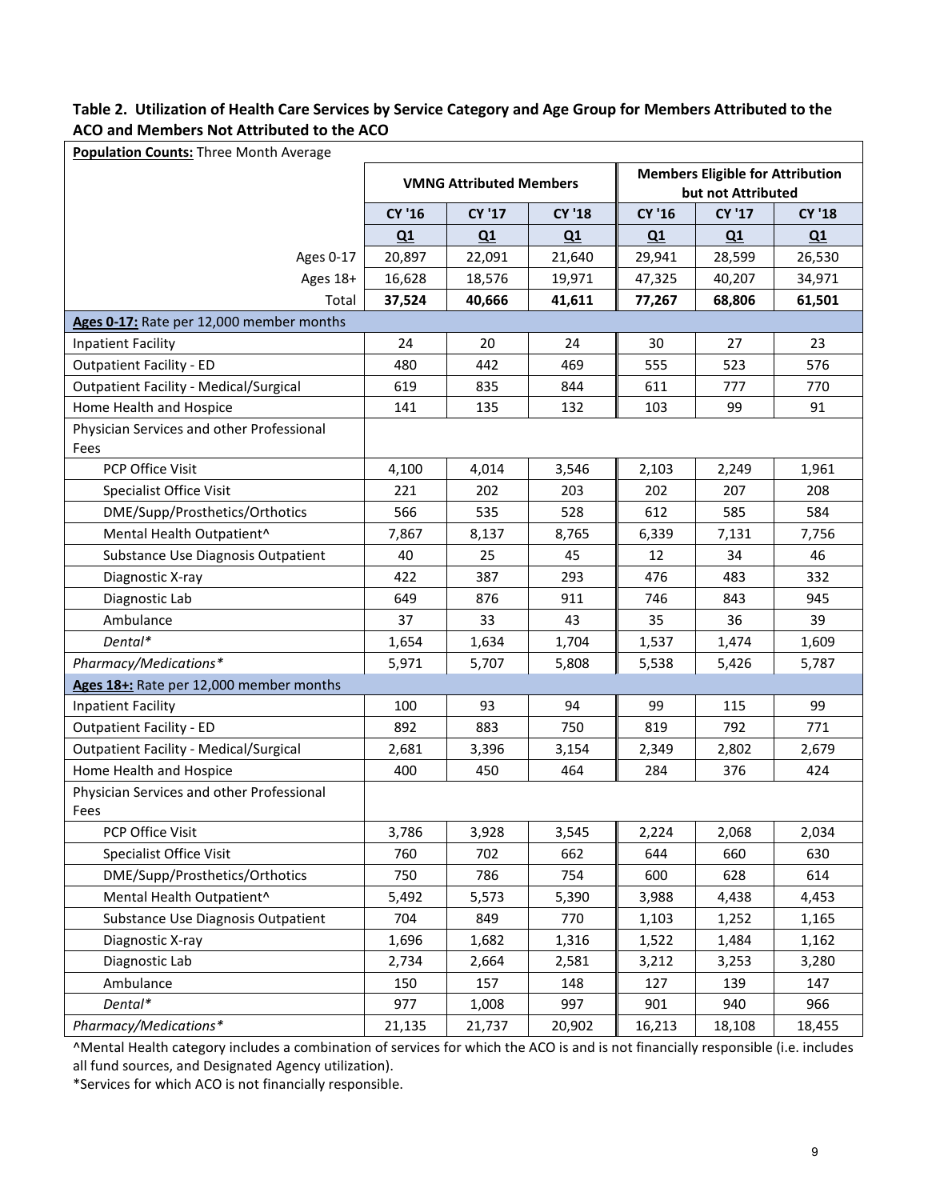**Table 2. Utilization of Health Care Services by Service Category and Age Group for Members Attributed to the ACO and Members Not Attributed to the ACO**

| **Population Counts:** Three Month Average | VMNG Attributed Members | | | Members Eligible for Attribution but not Attributed | | |
|---|---|---|---|---|---|---|
| | **CY '16** | **CY '17** | **CY '18** | **CY '16** | **CY '17** | **CY '18** |
| | **Q1** | **Q1** | **Q1** | **Q1** | **Q1** | **Q1** |
| Ages 0-17 | 20,897 | 22,091 | 21,640 | 29,941 | 28,599 | 26,530 |
| Ages 18+ | 16,628 | 18,576 | 19,971 | 47,325 | 40,207 | 34,971 |
| Total | **37,524** | **40,666** | **41,611** | **77,267** | **68,806** | **61,501** |
| **Ages 0-17:** Rate per 12,000 member months | | | | | | |
| Inpatient Facility | 24 | 20 | 24 | 30 | 27 | 23 |
| Outpatient Facility - ED | 480 | 442 | 469 | 555 | 523 | 576 |
| Outpatient Facility - Medical/Surgical | 619 | 835 | 844 | 611 | 777 | 770 |
| Home Health and Hospice | 141 | 135 | 132 | 103 | 99 | 91 |
| Physician Services and other Professional Fees | | | | | | |
| PCP Office Visit | 4,100 | 4,014 | 3,546 | 2,103 | 2,249 | 1,961 |
| Specialist Office Visit | 221 | 202 | 203 | 202 | 207 | 208 |
| DME/Supp/Prosthetics/Orthotics | 566 | 535 | 528 | 612 | 585 | 584 |
| Mental Health Outpatient^ | 7,867 | 8,137 | 8,765 | 6,339 | 7,131 | 7,756 |
| Substance Use Diagnosis Outpatient | 40 | 25 | 45 | 12 | 34 | 46 |
| Diagnostic X-ray | 422 | 387 | 293 | 476 | 483 | 332 |
| Diagnostic Lab | 649 | 876 | 911 | 746 | 843 | 945 |
| Ambulance | 37 | 33 | 43 | 35 | 36 | 39 |
| *Dental** | 1,654 | 1,634 | 1,704 | 1,537 | 1,474 | 1,609 |
| *Pharmacy/Medications** | 5,971 | 5,707 | 5,808 | 5,538 | 5,426 | 5,787 |
| **Ages 18+:** Rate per 12,000 member months | | | | | | |
| Inpatient Facility | 100 | 93 | 94 | 99 | 115 | 99 |
| Outpatient Facility - ED | 892 | 883 | 750 | 819 | 792 | 771 |
| Outpatient Facility - Medical/Surgical | 2,681 | 3,396 | 3,154 | 2,349 | 2,802 | 2,679 |
| Home Health and Hospice | 400 | 450 | 464 | 284 | 376 | 424 |
| Physician Services and other Professional Fees | | | | | | |
| PCP Office Visit | 3,786 | 3,928 | 3,545 | 2,224 | 2,068 | 2,034 |
| Specialist Office Visit | 760 | 702 | 662 | 644 | 660 | 630 |
| DME/Supp/Prosthetics/Orthotics | 750 | 786 | 754 | 600 | 628 | 614 |
| Mental Health Outpatient^ | 5,492 | 5,573 | 5,390 | 3,988 | 4,438 | 4,453 |
| Substance Use Diagnosis Outpatient | 704 | 849 | 770 | 1,103 | 1,252 | 1,165 |
| Diagnostic X-ray | 1,696 | 1,682 | 1,316 | 1,522 | 1,484 | 1,162 |
| Diagnostic Lab | 2,734 | 2,664 | 2,581 | 3,212 | 3,253 | 3,280 |
| Ambulance | 150 | 157 | 148 | 127 | 139 | 147 |
| *Dental** | 977 | 1,008 | 997 | 901 | 940 | 966 |
| *Pharmacy/Medications** | 21,135 | 21,737 | 20,902 | 16,213 | 18,108 | 18,455 |

^Mental Health category includes a combination of services for which the ACO is and is not financially responsible (i.e. includes all fund sources, and Designated Agency utilization).

*Services for which ACO is not financially responsible.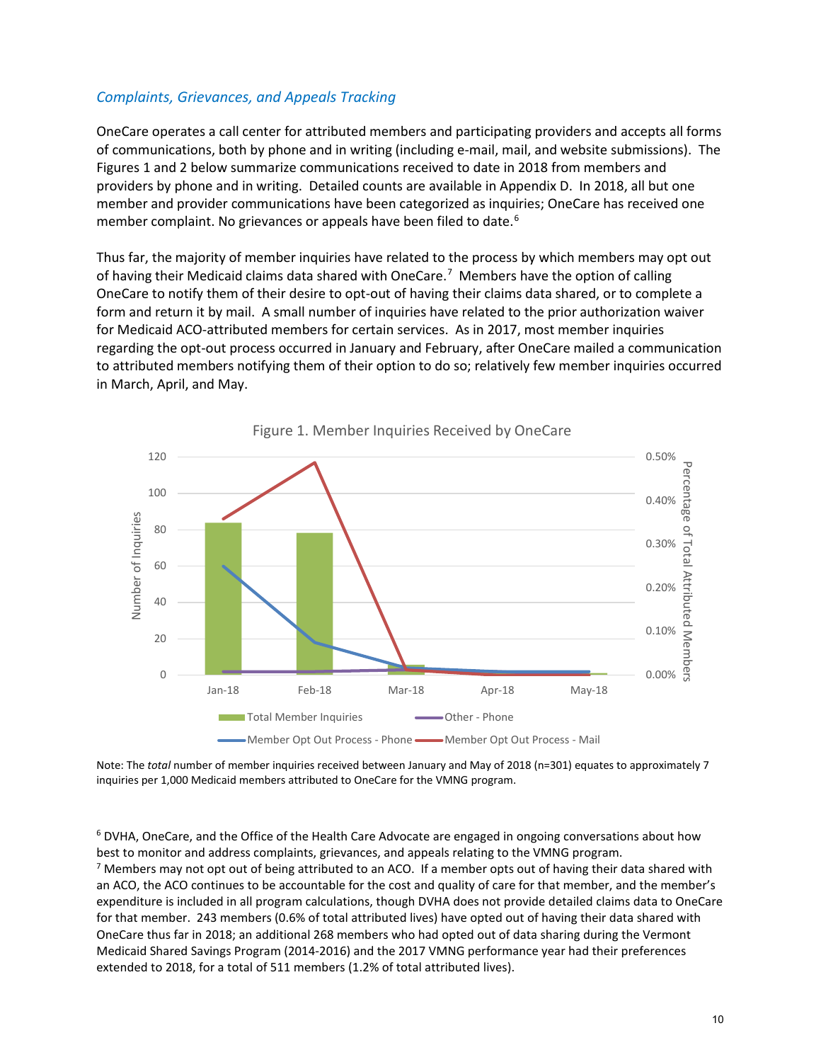### *Complaints, Grievances, and Appeals Tracking*

OneCare operates a call center for attributed members and participating providers and accepts all forms of communications, both by phone and in writing (including e-mail, mail, and website submissions). The Figures 1 and 2 below summarize communications received to date in 2018 from members and providers by phone and in writing. Detailed counts are available in Appendix D. In 2018, all but one member and provider communications have been categorized as inquiries; OneCare has received one member complaint. No grievances or appeals have been filed to date.[6]

Thus far, the majority of member inquiries have related to the process by which members may opt out of having their Medicaid claims data shared with OneCare.[7] Members have the option of calling OneCare to notify them of their desire to opt-out of having their claims data shared, or to complete a form and return it by mail. A small number of inquiries have related to the prior authorization waiver for Medicaid ACO-attributed members for certain services. As in 2017, most member inquiries regarding the opt-out process occurred in January and February, after OneCare mailed a communication to attributed members notifying them of their option to do so; relatively few member inquiries occurred in March, April, and May.

Figure 1. Member Inquiries Received by OneCare

Note: The *total* number of member inquiries received between January and May of 2018 (n=301) equates to approximately 7 inquiries per 1,000 Medicaid members attributed to OneCare for the VMNG program.

---

[6] DVHA, OneCare, and the Office of the Health Care Advocate are engaged in ongoing conversations about how best to monitor and address complaints, grievances, and appeals relating to the VMNG program.

[7] Members may not opt out of being attributed to an ACO. If a member opts out of having their data shared with an ACO, the ACO continues to be accountable for the cost and quality of care for that member, and the member's expenditure is included in all program calculations, though DVHA does not provide detailed claims data to OneCare for that member. 243 members (0.6% of total attributed lives) have opted out of having their data shared with OneCare thus far in 2018; an additional 268 members who had opted out of data sharing during the Vermont Medicaid Shared Savings Program (2014-2016) and the 2017 VMNG performance year had their preferences extended to 2018, for a total of 511 members (1.2% of total attributed lives).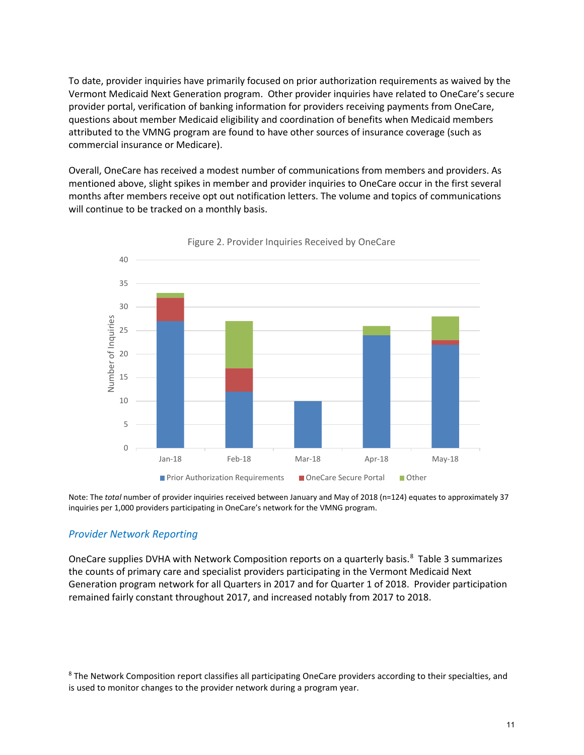To date, provider inquiries have primarily focused on prior authorization requirements as waived by the Vermont Medicaid Next Generation program. Other provider inquiries have related to OneCare's secure provider portal, verification of banking information for providers receiving payments from OneCare, questions about member Medicaid eligibility and coordination of benefits when Medicaid members attributed to the VMNG program are found to have other sources of insurance coverage (such as commercial insurance or Medicare).

Overall, OneCare has received a modest number of communications from members and providers. As mentioned above, slight spikes in member and provider inquiries to OneCare occur in the first several months after members receive opt out notification letters. The volume and topics of communications will continue to be tracked on a monthly basis.

Figure 2. Provider Inquiries Received by OneCare

Note: The *total* number of provider inquiries received between January and May of 2018 (n=124) equates to approximately 37 inquiries per 1,000 providers participating in OneCare's network for the VMNG program.

## *Provider Network Reporting*

OneCare supplies DVHA with Network Composition reports on a quarterly basis.[8] Table 3 summarizes the counts of primary care and specialist providers participating in the Vermont Medicaid Next Generation program network for all Quarters in 2017 and for Quarter 1 of 2018. Provider participation remained fairly constant throughout 2017, and increased notably from 2017 to 2018.

[8] The Network Composition report classifies all participating OneCare providers according to their specialties, and is used to monitor changes to the provider network during a program year.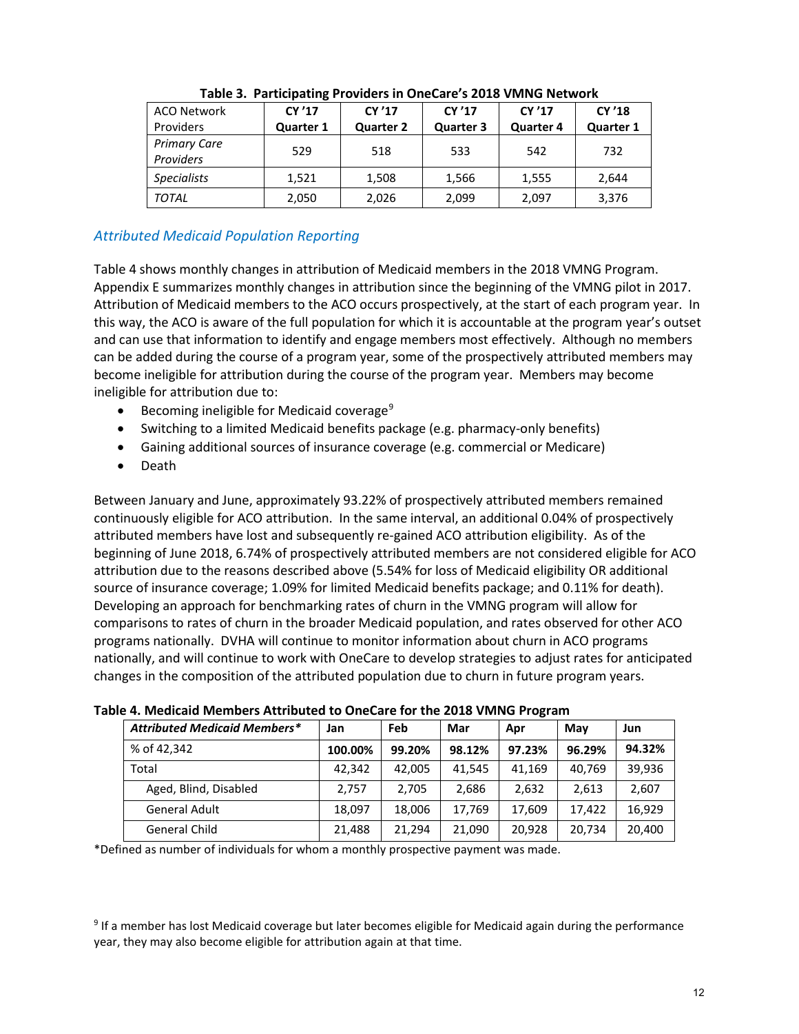**Table 3. Participating Providers in OneCare's 2018 VMNG Network**

| ACO Network Providers | CY '17 Quarter 1 | CY '17 Quarter 2 | CY '17 Quarter 3 | CY '17 Quarter 4 | CY '18 Quarter 1 |
|---|---|---|---|---|---|
| *Primary Care Providers* | 529 | 518 | 533 | 542 | 732 |
| *Specialists* | 1,521 | 1,508 | 1,566 | 1,555 | 2,644 |
| *TOTAL* | 2,050 | 2,026 | 2,099 | 2,097 | 3,376 |

## *Attributed Medicaid Population Reporting*

Table 4 shows monthly changes in attribution of Medicaid members in the 2018 VMNG Program. Appendix E summarizes monthly changes in attribution since the beginning of the VMNG pilot in 2017. Attribution of Medicaid members to the ACO occurs prospectively, at the start of each program year. In this way, the ACO is aware of the full population for which it is accountable at the program year's outset and can use that information to identify and engage members most effectively. Although no members can be added during the course of a program year, some of the prospectively attributed members may become ineligible for attribution during the course of the program year. Members may become ineligible for attribution due to:

- Becoming ineligible for Medicaid coverage[9]
- Switching to a limited Medicaid benefits package (e.g. pharmacy-only benefits)
- Gaining additional sources of insurance coverage (e.g. commercial or Medicare)
- Death

Between January and June, approximately 93.22% of prospectively attributed members remained continuously eligible for ACO attribution. In the same interval, an additional 0.04% of prospectively attributed members have lost and subsequently re-gained ACO attribution eligibility. As of the beginning of June 2018, 6.74% of prospectively attributed members are not considered eligible for ACO attribution due to the reasons described above (5.54% for loss of Medicaid eligibility OR additional source of insurance coverage; 1.09% for limited Medicaid benefits package; and 0.11% for death). Developing an approach for benchmarking rates of churn in the VMNG program will allow for comparisons to rates of churn in the broader Medicaid population, and rates observed for other ACO programs nationally. DVHA will continue to monitor information about churn in ACO programs nationally, and will continue to work with OneCare to develop strategies to adjust rates for anticipated changes in the composition of the attributed population due to churn in future program years.

**Table 4. Medicaid Members Attributed to OneCare for the 2018 VMNG Program**

| *Attributed Medicaid Members** | Jan | Feb | Mar | Apr | May | Jun |
|---|---|---|---|---|---|---|
| % of 42,342 | **100.00%** | **99.20%** | **98.12%** | **97.23%** | **96.29%** | **94.32%** |
| Total | 42,342 | 42,005 | 41,545 | 41,169 | 40,769 | 39,936 |
| Aged, Blind, Disabled | 2,757 | 2,705 | 2,686 | 2,632 | 2,613 | 2,607 |
| General Adult | 18,097 | 18,006 | 17,769 | 17,609 | 17,422 | 16,929 |
| General Child | 21,488 | 21,294 | 21,090 | 20,928 | 20,734 | 20,400 |

*Defined as number of individuals for whom a monthly prospective payment was made.

[9] If a member has lost Medicaid coverage but later becomes eligible for Medicaid again during the performance year, they may also become eligible for attribution again at that time.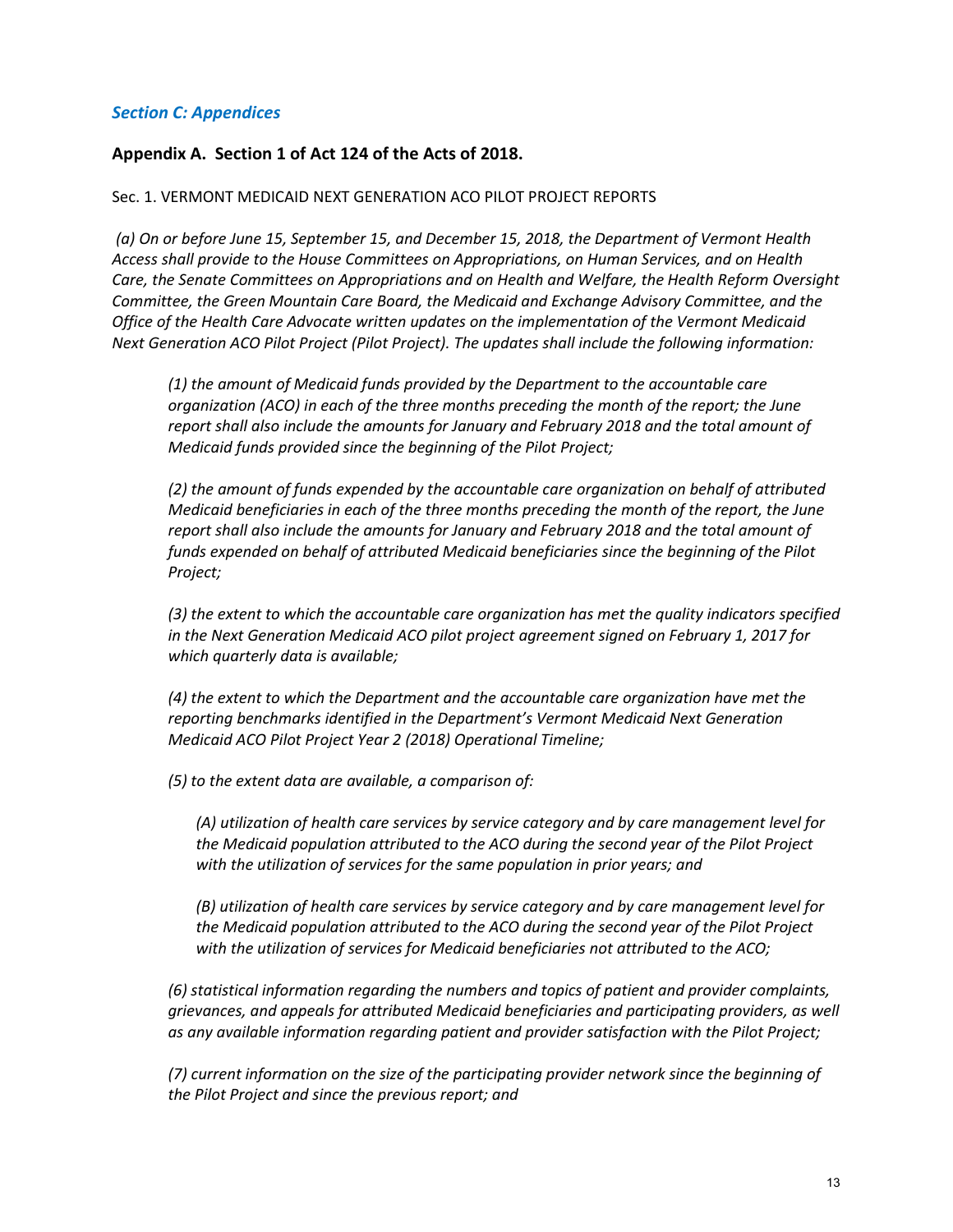## *Section C: Appendices*

### Appendix A. Section 1 of Act 124 of the Acts of 2018.

Sec. 1. VERMONT MEDICAID NEXT GENERATION ACO PILOT PROJECT REPORTS

*(a) On or before June 15, September 15, and December 15, 2018, the Department of Vermont Health Access shall provide to the House Committees on Appropriations, on Human Services, and on Health Care, the Senate Committees on Appropriations and on Health and Welfare, the Health Reform Oversight Committee, the Green Mountain Care Board, the Medicaid and Exchange Advisory Committee, and the Office of the Health Care Advocate written updates on the implementation of the Vermont Medicaid Next Generation ACO Pilot Project (Pilot Project). The updates shall include the following information:*

> *(1) the amount of Medicaid funds provided by the Department to the accountable care organization (ACO) in each of the three months preceding the month of the report; the June report shall also include the amounts for January and February 2018 and the total amount of Medicaid funds provided since the beginning of the Pilot Project;*
>
> *(2) the amount of funds expended by the accountable care organization on behalf of attributed Medicaid beneficiaries in each of the three months preceding the month of the report, the June report shall also include the amounts for January and February 2018 and the total amount of funds expended on behalf of attributed Medicaid beneficiaries since the beginning of the Pilot Project;*
>
> *(3) the extent to which the accountable care organization has met the quality indicators specified in the Next Generation Medicaid ACO pilot project agreement signed on February 1, 2017 for which quarterly data is available;*
>
> *(4) the extent to which the Department and the accountable care organization have met the reporting benchmarks identified in the Department's Vermont Medicaid Next Generation Medicaid ACO Pilot Project Year 2 (2018) Operational Timeline;*
>
> *(5) to the extent data are available, a comparison of:*
>
> > *(A) utilization of health care services by service category and by care management level for the Medicaid population attributed to the ACO during the second year of the Pilot Project with the utilization of services for the same population in prior years; and*
> >
> > *(B) utilization of health care services by service category and by care management level for the Medicaid population attributed to the ACO during the second year of the Pilot Project with the utilization of services for Medicaid beneficiaries not attributed to the ACO;*
>
> *(6) statistical information regarding the numbers and topics of patient and provider complaints, grievances, and appeals for attributed Medicaid beneficiaries and participating providers, as well as any available information regarding patient and provider satisfaction with the Pilot Project;*
>
> *(7) current information on the size of the participating provider network since the beginning of the Pilot Project and since the previous report; and*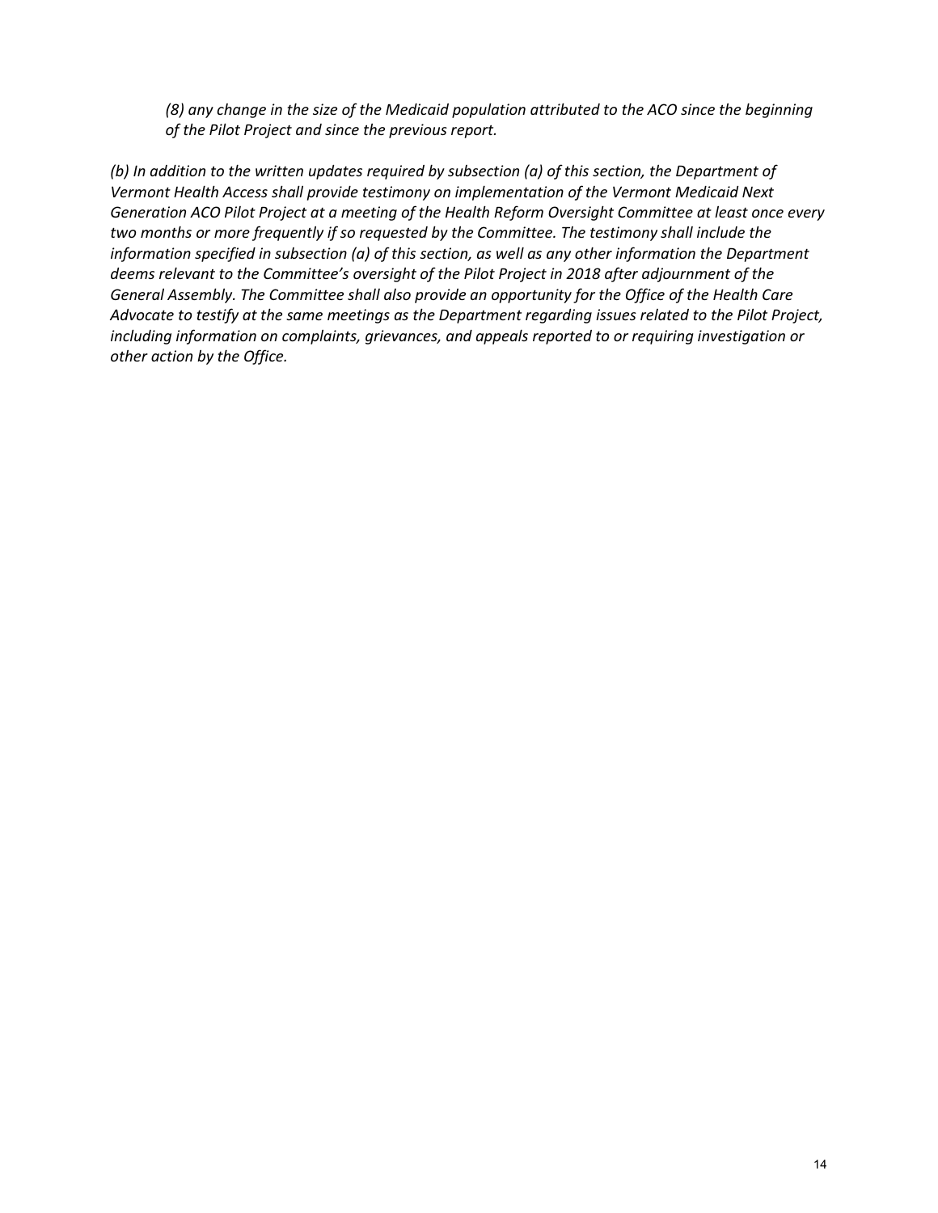*(8) any change in the size of the Medicaid population attributed to the ACO since the beginning of the Pilot Project and since the previous report.*

*(b) In addition to the written updates required by subsection (a) of this section, the Department of Vermont Health Access shall provide testimony on implementation of the Vermont Medicaid Next Generation ACO Pilot Project at a meeting of the Health Reform Oversight Committee at least once every two months or more frequently if so requested by the Committee. The testimony shall include the information specified in subsection (a) of this section, as well as any other information the Department deems relevant to the Committee's oversight of the Pilot Project in 2018 after adjournment of the General Assembly. The Committee shall also provide an opportunity for the Office of the Health Care Advocate to testify at the same meetings as the Department regarding issues related to the Pilot Project, including information on complaints, grievances, and appeals reported to or requiring investigation or other action by the Office.*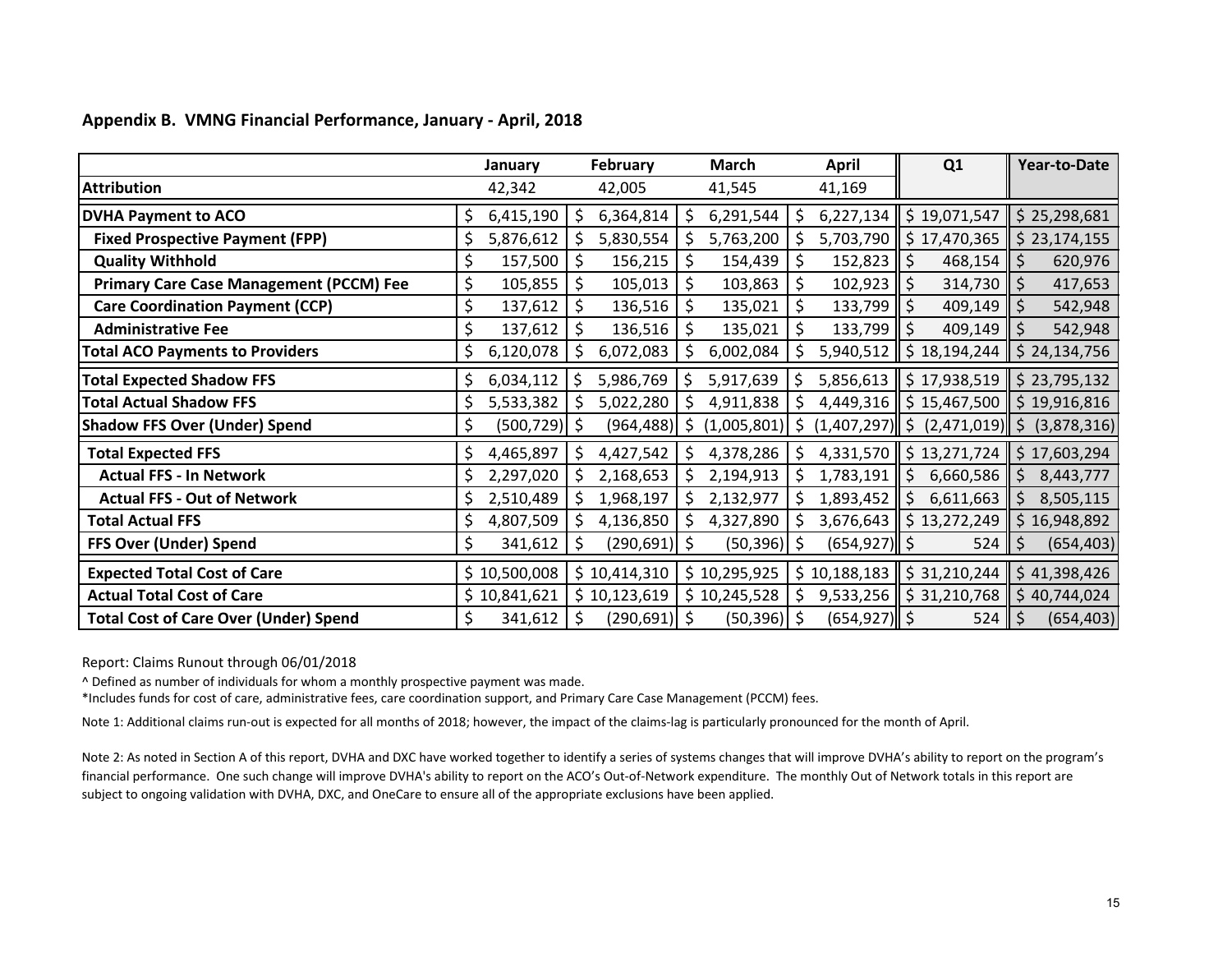## Appendix B. VMNG Financial Performance, January - April, 2018

| | January | February | March | April | Q1 | Year-to-Date |
|---|---|---|---|---|---|---|
| **Attribution** | 42,342 | 42,005 | 41,545 | 41,169 | | |
| **DVHA Payment to ACO** | $ 6,415,190 | $ 6,364,814 | $ 6,291,544 | $ 6,227,134 | $ 19,071,547 | $ 25,298,681 |
| **Fixed Prospective Payment (FPP)** | $ 5,876,612 | $ 5,830,554 | $ 5,763,200 | $ 5,703,790 | $ 17,470,365 | $ 23,174,155 |
| **Quality Withhold** | $ 157,500 | $ 156,215 | $ 154,439 | $ 152,823 | $ 468,154 | $ 620,976 |
| **Primary Care Case Management (PCCM) Fee** | $ 105,855 | $ 105,013 | $ 103,863 | $ 102,923 | $ 314,730 | $ 417,653 |
| **Care Coordination Payment (CCP)** | $ 137,612 | $ 136,516 | $ 135,021 | $ 133,799 | $ 409,149 | $ 542,948 |
| **Administrative Fee** | $ 137,612 | $ 136,516 | $ 135,021 | $ 133,799 | $ 409,149 | $ 542,948 |
| **Total ACO Payments to Providers** | $ 6,120,078 | $ 6,072,083 | $ 6,002,084 | $ 5,940,512 | $ 18,194,244 | $ 24,134,756 |
| **Total Expected Shadow FFS** | $ 6,034,112 | $ 5,986,769 | $ 5,917,639 | $ 5,856,613 | $ 17,938,519 | $ 23,795,132 |
| **Total Actual Shadow FFS** | $ 5,533,382 | $ 5,022,280 | $ 4,911,838 | $ 4,449,316 | $ 15,467,500 | $ 19,916,816 |
| **Shadow FFS Over (Under) Spend** | $ (500,729) | $ (964,488) | $ (1,005,801) | $ (1,407,297) | $ (2,471,019) | $ (3,878,316) |
| **Total Expected FFS** | $ 4,465,897 | $ 4,427,542 | $ 4,378,286 | $ 4,331,570 | $ 13,271,724 | $ 17,603,294 |
| **Actual FFS - In Network** | $ 2,297,020 | $ 2,168,653 | $ 2,194,913 | $ 1,783,191 | $ 6,660,586 | $ 8,443,777 |
| **Actual FFS - Out of Network** | $ 2,510,489 | $ 1,968,197 | $ 2,132,977 | $ 1,893,452 | $ 6,611,663 | $ 8,505,115 |
| **Total Actual FFS** | $ 4,807,509 | $ 4,136,850 | $ 4,327,890 | $ 3,676,643 | $ 13,272,249 | $ 16,948,892 |
| **FFS Over (Under) Spend** | $ 341,612 | $ (290,691) | $ (50,396) | $ (654,927) | $ 524 | $ (654,403) |
| **Expected Total Cost of Care** | $ 10,500,008 | $ 10,414,310 | $ 10,295,925 | $ 10,188,183 | $ 31,210,244 | $ 41,398,426 |
| **Actual Total Cost of Care** | $ 10,841,621 | $ 10,123,619 | $ 10,245,528 | $ 9,533,256 | $ 31,210,768 | $ 40,744,024 |
| **Total Cost of Care Over (Under) Spend** | $ 341,612 | $ (290,691) | $ (50,396) | $ (654,927) | $ 524 | $ (654,403) |

Report: Claims Runout through 06/01/2018

^ Defined as number of individuals for whom a monthly prospective payment was made.

*Includes funds for cost of care, administrative fees, care coordination support, and Primary Care Case Management (PCCM) fees.

Note 1: Additional claims run-out is expected for all months of 2018; however, the impact of the claims-lag is particularly pronounced for the month of April.

Note 2: As noted in Section A of this report, DVHA and DXC have worked together to identify a series of systems changes that will improve DVHA's ability to report on the program's financial performance. One such change will improve DVHA's ability to report on the ACO's Out-of-Network expenditure. The monthly Out of Network totals in this report are subject to ongoing validation with DVHA, DXC, and OneCare to ensure all of the appropriate exclusions have been applied.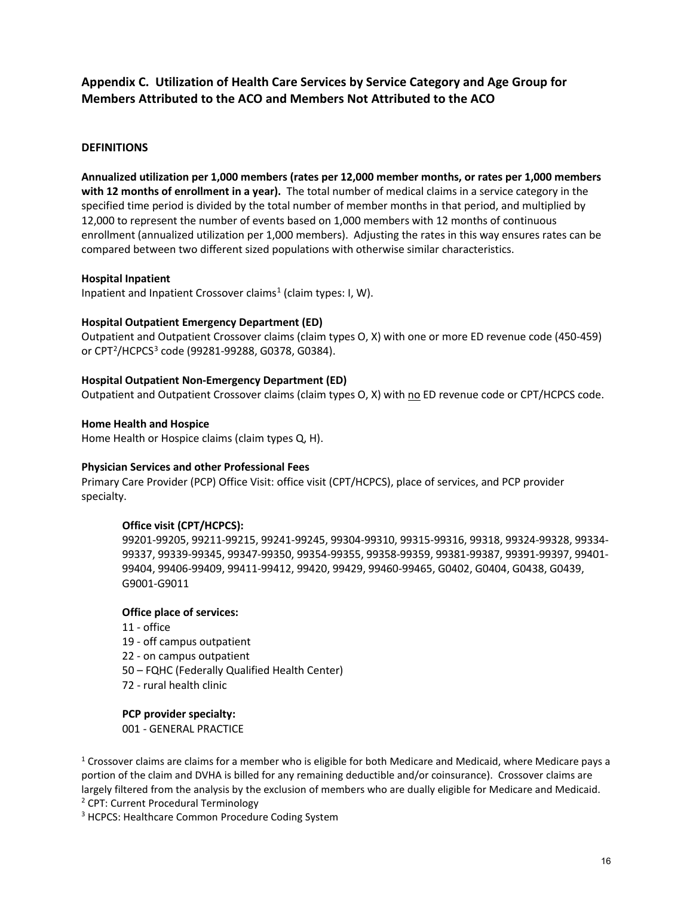## Appendix C. Utilization of Health Care Services by Service Category and Age Group for Members Attributed to the ACO and Members Not Attributed to the ACO

### DEFINITIONS

**Annualized utilization per 1,000 members (rates per 12,000 member months, or rates per 1,000 members with 12 months of enrollment in a year).** The total number of medical claims in a service category in the specified time period is divided by the total number of member months in that period, and multiplied by 12,000 to represent the number of events based on 1,000 members with 12 months of continuous enrollment (annualized utilization per 1,000 members). Adjusting the rates in this way ensures rates can be compared between two different sized populations with otherwise similar characteristics.

**Hospital Inpatient**
Inpatient and Inpatient Crossover claims[1] (claim types: I, W).

**Hospital Outpatient Emergency Department (ED)**
Outpatient and Outpatient Crossover claims (claim types O, X) with one or more ED revenue code (450-459) or CPT[2]/HCPCS[3] code (99281-99288, G0378, G0384).

**Hospital Outpatient Non-Emergency Department (ED)**
Outpatient and Outpatient Crossover claims (claim types O, X) with <u>no</u> ED revenue code or CPT/HCPCS code.

**Home Health and Hospice**
Home Health or Hospice claims (claim types Q, H).

**Physician Services and other Professional Fees**
Primary Care Provider (PCP) Office Visit: office visit (CPT/HCPCS), place of services, and PCP provider specialty.

**Office visit (CPT/HCPCS):**
99201-99205, 99211-99215, 99241-99245, 99304-99310, 99315-99316, 99318, 99324-99328, 99334-99337, 99339-99345, 99347-99350, 99354-99355, 99358-99359, 99381-99387, 99391-99397, 99401-99404, 99406-99409, 99411-99412, 99420, 99429, 99460-99465, G0402, G0404, G0438, G0439, G9001-G9011

**Office place of services:**
11 - office
19 - off campus outpatient
22 - on campus outpatient
50 – FQHC (Federally Qualified Health Center)
72 - rural health clinic

**PCP provider specialty:**
001 - GENERAL PRACTICE

[1] Crossover claims are claims for a member who is eligible for both Medicare and Medicaid, where Medicare pays a portion of the claim and DVHA is billed for any remaining deductible and/or coinsurance). Crossover claims are largely filtered from the analysis by the exclusion of members who are dually eligible for Medicare and Medicaid.
[2] CPT: Current Procedural Terminology
[3] HCPCS: Healthcare Common Procedure Coding System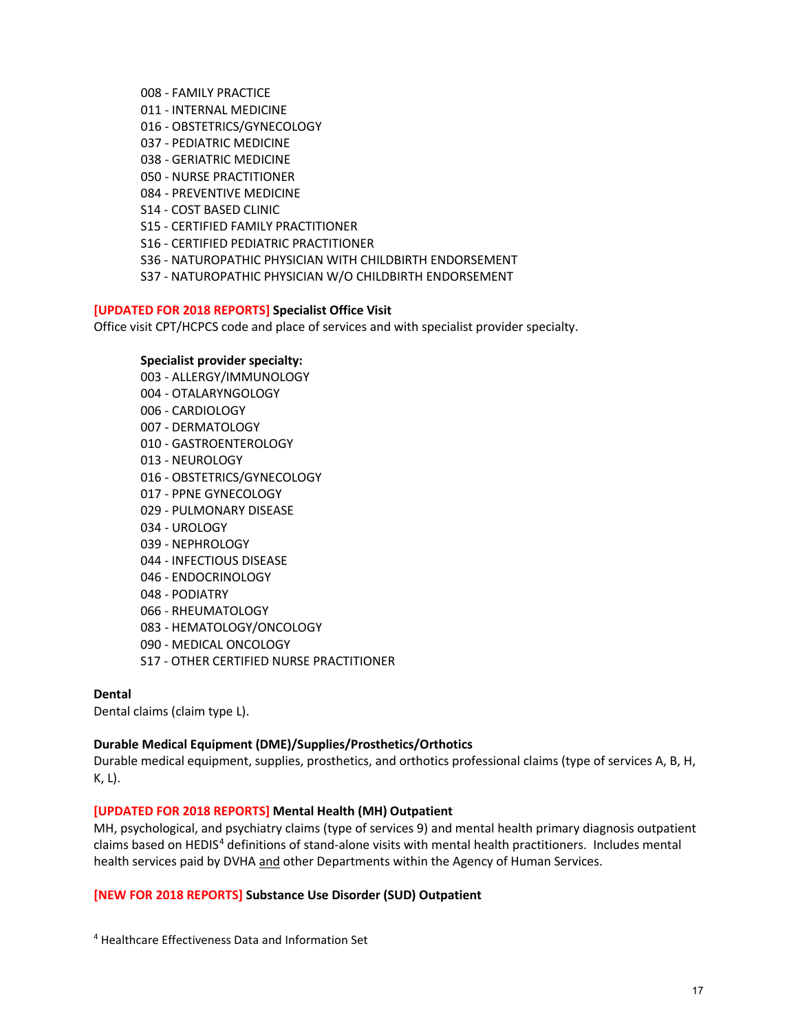008 - FAMILY PRACTICE
011 - INTERNAL MEDICINE
016 - OBSTETRICS/GYNECOLOGY
037 - PEDIATRIC MEDICINE
038 - GERIATRIC MEDICINE
050 - NURSE PRACTITIONER
084 - PREVENTIVE MEDICINE
S14 - COST BASED CLINIC
S15 - CERTIFIED FAMILY PRACTITIONER
S16 - CERTIFIED PEDIATRIC PRACTITIONER
S36 - NATUROPATHIC PHYSICIAN WITH CHILDBIRTH ENDORSEMENT
S37 - NATUROPATHIC PHYSICIAN W/O CHILDBIRTH ENDORSEMENT

**[UPDATED FOR 2018 REPORTS] Specialist Office Visit**
Office visit CPT/HCPCS code and place of services and with specialist provider specialty.

**Specialist provider specialty:**
003 - ALLERGY/IMMUNOLOGY
004 - OTALARYNGOLOGY
006 - CARDIOLOGY
007 - DERMATOLOGY
010 - GASTROENTEROLOGY
013 - NEUROLOGY
016 - OBSTETRICS/GYNECOLOGY
017 - PPNE GYNECOLOGY
029 - PULMONARY DISEASE
034 - UROLOGY
039 - NEPHROLOGY
044 - INFECTIOUS DISEASE
046 - ENDOCRINOLOGY
048 - PODIATRY
066 - RHEUMATOLOGY
083 - HEMATOLOGY/ONCOLOGY
090 - MEDICAL ONCOLOGY
S17 - OTHER CERTIFIED NURSE PRACTITIONER

**Dental**
Dental claims (claim type L).

**Durable Medical Equipment (DME)/Supplies/Prosthetics/Orthotics**
Durable medical equipment, supplies, prosthetics, and orthotics professional claims (type of services A, B, H, K, L).

**[UPDATED FOR 2018 REPORTS] Mental Health (MH) Outpatient**
MH, psychological, and psychiatry claims (type of services 9) and mental health primary diagnosis outpatient claims based on HEDIS[4] definitions of stand-alone visits with mental health practitioners. Includes mental health services paid by DVHA <u>and</u> other Departments within the Agency of Human Services.

**[NEW FOR 2018 REPORTS] Substance Use Disorder (SUD) Outpatient**

[4] Healthcare Effectiveness Data and Information Set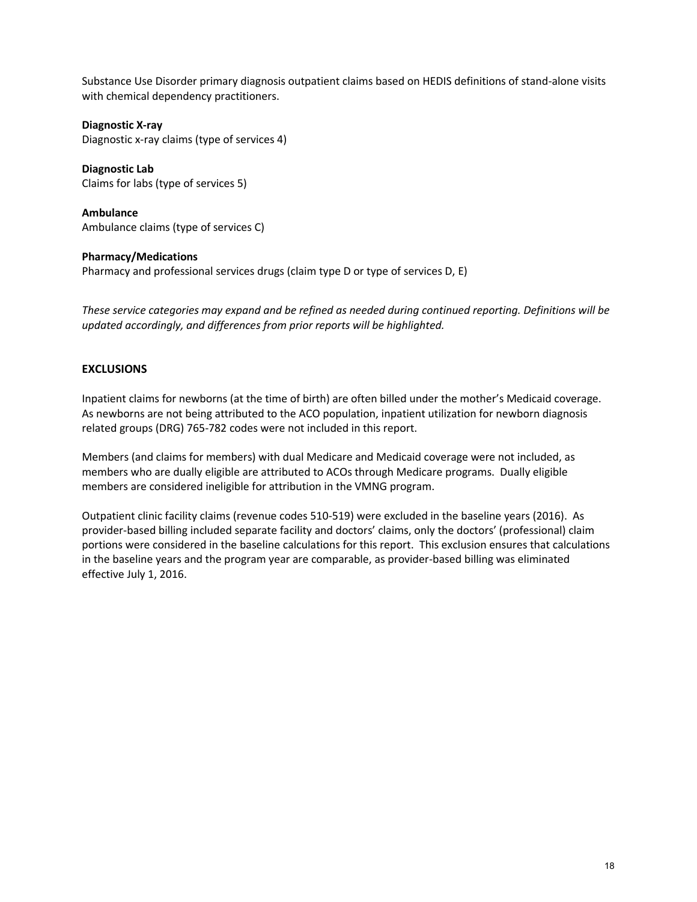Substance Use Disorder primary diagnosis outpatient claims based on HEDIS definitions of stand-alone visits with chemical dependency practitioners.

**Diagnostic X-ray**
Diagnostic x-ray claims (type of services 4)

**Diagnostic Lab**
Claims for labs (type of services 5)

**Ambulance**
Ambulance claims (type of services C)

**Pharmacy/Medications**
Pharmacy and professional services drugs (claim type D or type of services D, E)

*These service categories may expand and be refined as needed during continued reporting. Definitions will be updated accordingly, and differences from prior reports will be highlighted.*

## EXCLUSIONS

Inpatient claims for newborns (at the time of birth) are often billed under the mother's Medicaid coverage. As newborns are not being attributed to the ACO population, inpatient utilization for newborn diagnosis related groups (DRG) 765-782 codes were not included in this report.

Members (and claims for members) with dual Medicare and Medicaid coverage were not included, as members who are dually eligible are attributed to ACOs through Medicare programs. Dually eligible members are considered ineligible for attribution in the VMNG program.

Outpatient clinic facility claims (revenue codes 510-519) were excluded in the baseline years (2016). As provider-based billing included separate facility and doctors' claims, only the doctors' (professional) claim portions were considered in the baseline calculations for this report. This exclusion ensures that calculations in the baseline years and the program year are comparable, as provider-based billing was eliminated effective July 1, 2016.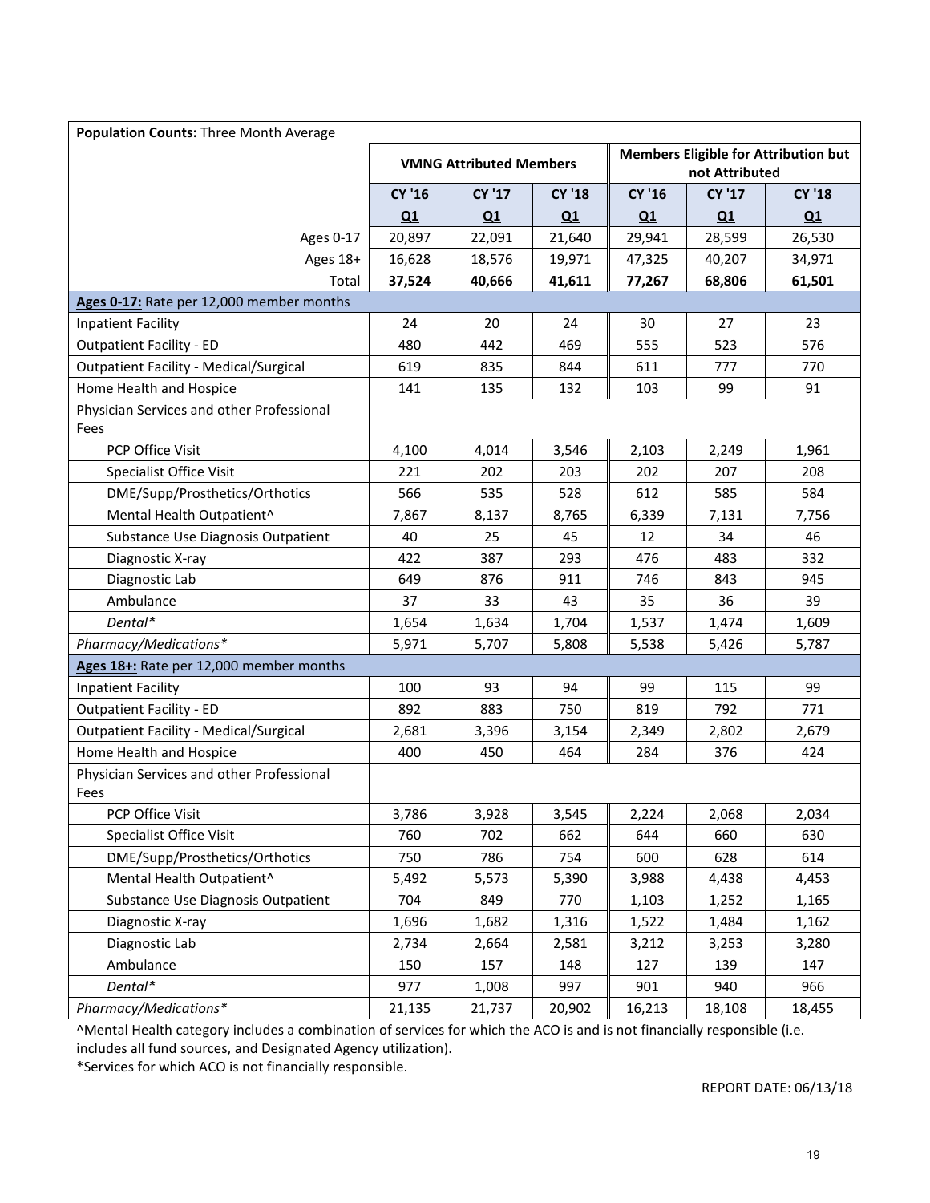| **Population Counts:** Three Month Average | | | | | | |
|---|---|---|---|---|---|---|
| | **VMNG Attributed Members** | | | **Members Eligible for Attribution but not Attributed** | | |
| | **CY '16** | **CY '17** | **CY '18** | **CY '16** | **CY '17** | **CY '18** |
| | **Q1** | **Q1** | **Q1** | **Q1** | **Q1** | **Q1** |
| Ages 0-17 | 20,897 | 22,091 | 21,640 | 29,941 | 28,599 | 26,530 |
| Ages 18+ | 16,628 | 18,576 | 19,971 | 47,325 | 40,207 | 34,971 |
| Total | **37,524** | **40,666** | **41,611** | **77,267** | **68,806** | **61,501** |
| **Ages 0-17:** Rate per 12,000 member months | | | | | | |
| Inpatient Facility | 24 | 20 | 24 | 30 | 27 | 23 |
| Outpatient Facility - ED | 480 | 442 | 469 | 555 | 523 | 576 |
| Outpatient Facility - Medical/Surgical | 619 | 835 | 844 | 611 | 777 | 770 |
| Home Health and Hospice | 141 | 135 | 132 | 103 | 99 | 91 |
| Physician Services and other Professional Fees | | | | | | |
| PCP Office Visit | 4,100 | 4,014 | 3,546 | 2,103 | 2,249 | 1,961 |
| Specialist Office Visit | 221 | 202 | 203 | 202 | 207 | 208 |
| DME/Supp/Prosthetics/Orthotics | 566 | 535 | 528 | 612 | 585 | 584 |
| Mental Health Outpatient^ | 7,867 | 8,137 | 8,765 | 6,339 | 7,131 | 7,756 |
| Substance Use Diagnosis Outpatient | 40 | 25 | 45 | 12 | 34 | 46 |
| Diagnostic X-ray | 422 | 387 | 293 | 476 | 483 | 332 |
| Diagnostic Lab | 649 | 876 | 911 | 746 | 843 | 945 |
| Ambulance | 37 | 33 | 43 | 35 | 36 | 39 |
| *Dental** | 1,654 | 1,634 | 1,704 | 1,537 | 1,474 | 1,609 |
| *Pharmacy/Medications** | 5,971 | 5,707 | 5,808 | 5,538 | 5,426 | 5,787 |
| **Ages 18+:** Rate per 12,000 member months | | | | | | |
| Inpatient Facility | 100 | 93 | 94 | 99 | 115 | 99 |
| Outpatient Facility - ED | 892 | 883 | 750 | 819 | 792 | 771 |
| Outpatient Facility - Medical/Surgical | 2,681 | 3,396 | 3,154 | 2,349 | 2,802 | 2,679 |
| Home Health and Hospice | 400 | 450 | 464 | 284 | 376 | 424 |
| Physician Services and other Professional Fees | | | | | | |
| PCP Office Visit | 3,786 | 3,928 | 3,545 | 2,224 | 2,068 | 2,034 |
| Specialist Office Visit | 760 | 702 | 662 | 644 | 660 | 630 |
| DME/Supp/Prosthetics/Orthotics | 750 | 786 | 754 | 600 | 628 | 614 |
| Mental Health Outpatient^ | 5,492 | 5,573 | 5,390 | 3,988 | 4,438 | 4,453 |
| Substance Use Diagnosis Outpatient | 704 | 849 | 770 | 1,103 | 1,252 | 1,165 |
| Diagnostic X-ray | 1,696 | 1,682 | 1,316 | 1,522 | 1,484 | 1,162 |
| Diagnostic Lab | 2,734 | 2,664 | 2,581 | 3,212 | 3,253 | 3,280 |
| Ambulance | 150 | 157 | 148 | 127 | 139 | 147 |
| *Dental** | 977 | 1,008 | 997 | 901 | 940 | 966 |
| *Pharmacy/Medications** | 21,135 | 21,737 | 20,902 | 16,213 | 18,108 | 18,455 |

^Mental Health category includes a combination of services for which the ACO is and is not financially responsible (i.e. includes all fund sources, and Designated Agency utilization).

*Services for which ACO is not financially responsible.

REPORT DATE: 06/13/18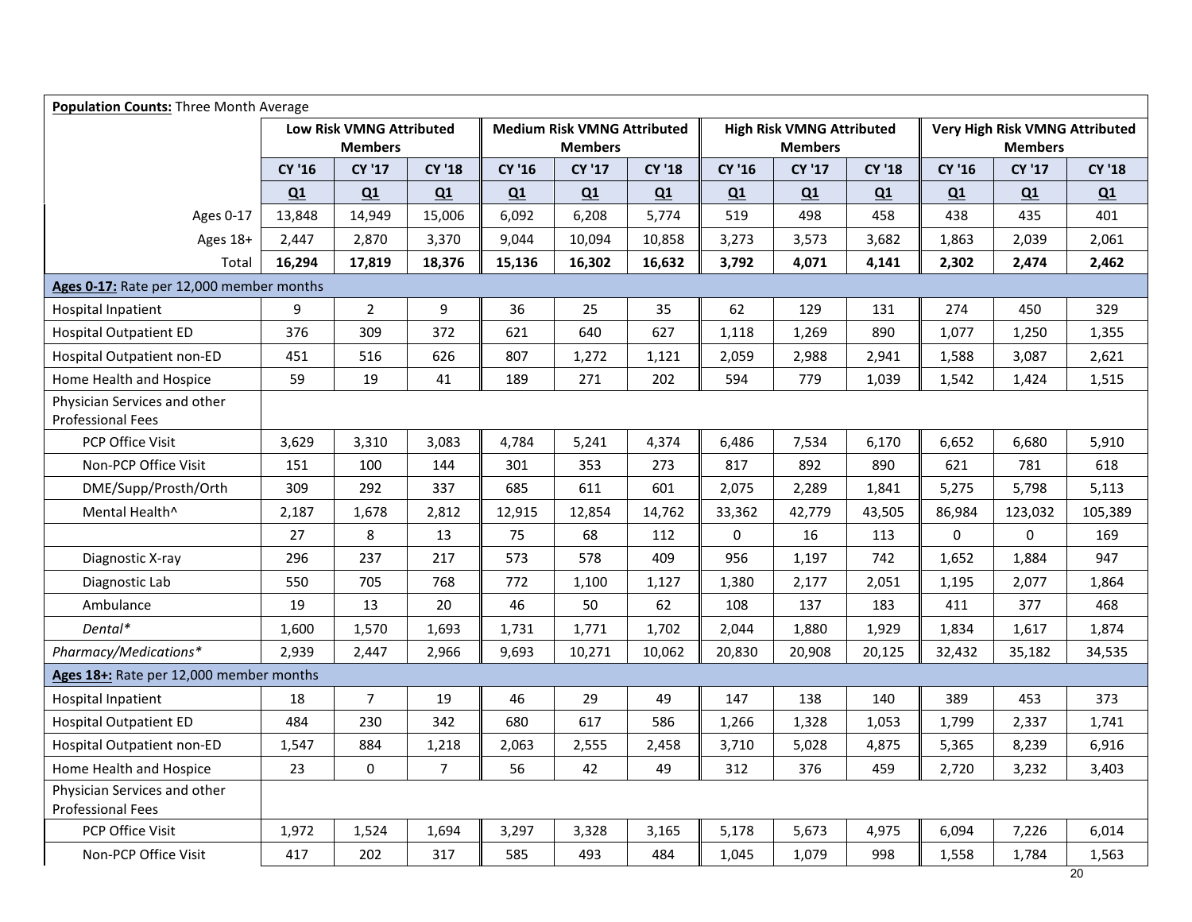| **Population Counts:** Three Month Average | | | | | | | | | | | | |
|---|---|---|---|---|---|---|---|---|---|---|---|---|
| | **Low Risk VMNG Attributed Members** | | | **Medium Risk VMNG Attributed Members** | | | **High Risk VMNG Attributed Members** | | | **Very High Risk VMNG Attributed Members** | | |
| | **CY '16 Q1** | **CY '17 Q1** | **CY '18 Q1** | **CY '16 Q1** | **CY '17 Q1** | **CY '18 Q1** | **CY '16 Q1** | **CY '17 Q1** | **CY '18 Q1** | **CY '16 Q1** | **CY '17 Q1** | **CY '18 Q1** |
| Ages 0-17 | 13,848 | 14,949 | 15,006 | 6,092 | 6,208 | 5,774 | 519 | 498 | 458 | 438 | 435 | 401 |
| Ages 18+ | 2,447 | 2,870 | 3,370 | 9,044 | 10,094 | 10,858 | 3,273 | 3,573 | 3,682 | 1,863 | 2,039 | 2,061 |
| Total | **16,294** | **17,819** | **18,376** | **15,136** | **16,302** | **16,632** | **3,792** | **4,071** | **4,141** | **2,302** | **2,474** | **2,462** |
| **Ages 0-17:** Rate per 12,000 member months | | | | | | | | | | | | |
| Hospital Inpatient | 9 | 2 | 9 | 36 | 25 | 35 | 62 | 129 | 131 | 274 | 450 | 329 |
| Hospital Outpatient ED | 376 | 309 | 372 | 621 | 640 | 627 | 1,118 | 1,269 | 890 | 1,077 | 1,250 | 1,355 |
| Hospital Outpatient non-ED | 451 | 516 | 626 | 807 | 1,272 | 1,121 | 2,059 | 2,988 | 2,941 | 1,588 | 3,087 | 2,621 |
| Home Health and Hospice | 59 | 19 | 41 | 189 | 271 | 202 | 594 | 779 | 1,039 | 1,542 | 1,424 | 1,515 |
| Physician Services and other Professional Fees | | | | | | | | | | | | |
| PCP Office Visit | 3,629 | 3,310 | 3,083 | 4,784 | 5,241 | 4,374 | 6,486 | 7,534 | 6,170 | 6,652 | 6,680 | 5,910 |
| Non-PCP Office Visit | 151 | 100 | 144 | 301 | 353 | 273 | 817 | 892 | 890 | 621 | 781 | 618 |
| DME/Supp/Prosth/Orth | 309 | 292 | 337 | 685 | 611 | 601 | 2,075 | 2,289 | 1,841 | 5,275 | 5,798 | 5,113 |
| Mental Health^ | 2,187 | 1,678 | 2,812 | 12,915 | 12,854 | 14,762 | 33,362 | 42,779 | 43,505 | 86,984 | 123,032 | 105,389 |
| | 27 | 8 | 13 | 75 | 68 | 112 | 0 | 16 | 113 | 0 | 0 | 169 |
| Diagnostic X-ray | 296 | 237 | 217 | 573 | 578 | 409 | 956 | 1,197 | 742 | 1,652 | 1,884 | 947 |
| Diagnostic Lab | 550 | 705 | 768 | 772 | 1,100 | 1,127 | 1,380 | 2,177 | 2,051 | 1,195 | 2,077 | 1,864 |
| Ambulance | 19 | 13 | 20 | 46 | 50 | 62 | 108 | 137 | 183 | 411 | 377 | 468 |
| *Dental** | 1,600 | 1,570 | 1,693 | 1,731 | 1,771 | 1,702 | 2,044 | 1,880 | 1,929 | 1,834 | 1,617 | 1,874 |
| *Pharmacy/Medications** | 2,939 | 2,447 | 2,966 | 9,693 | 10,271 | 10,062 | 20,830 | 20,908 | 20,125 | 32,432 | 35,182 | 34,535 |
| **Ages 18+:** Rate per 12,000 member months | | | | | | | | | | | | |
| Hospital Inpatient | 18 | 7 | 19 | 46 | 29 | 49 | 147 | 138 | 140 | 389 | 453 | 373 |
| Hospital Outpatient ED | 484 | 230 | 342 | 680 | 617 | 586 | 1,266 | 1,328 | 1,053 | 1,799 | 2,337 | 1,741 |
| Hospital Outpatient non-ED | 1,547 | 884 | 1,218 | 2,063 | 2,555 | 2,458 | 3,710 | 5,028 | 4,875 | 5,365 | 8,239 | 6,916 |
| Home Health and Hospice | 23 | 0 | 7 | 56 | 42 | 49 | 312 | 376 | 459 | 2,720 | 3,232 | 3,403 |
| Physician Services and other Professional Fees | | | | | | | | | | | | |
| PCP Office Visit | 1,972 | 1,524 | 1,694 | 3,297 | 3,328 | 3,165 | 5,178 | 5,673 | 4,975 | 6,094 | 7,226 | 6,014 |
| Non-PCP Office Visit | 417 | 202 | 317 | 585 | 493 | 484 | 1,045 | 1,079 | 998 | 1,558 | 1,784 | 1,563 |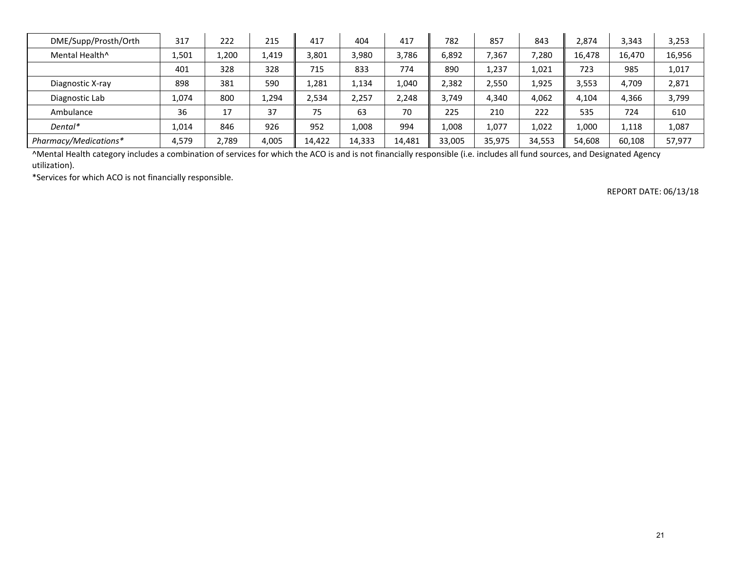| | | | | | | | | | | | | |
|---|---|---|---|---|---|---|---|---|---|---|---|---|
| DME/Supp/Prosth/Orth | 317 | 222 | 215 | 417 | 404 | 417 | 782 | 857 | 843 | 2,874 | 3,343 | 3,253 |
| Mental Health^ | 1,501 | 1,200 | 1,419 | 3,801 | 3,980 | 3,786 | 6,892 | 7,367 | 7,280 | 16,478 | 16,470 | 16,956 |
| | 401 | 328 | 328 | 715 | 833 | 774 | 890 | 1,237 | 1,021 | 723 | 985 | 1,017 |
| Diagnostic X-ray | 898 | 381 | 590 | 1,281 | 1,134 | 1,040 | 2,382 | 2,550 | 1,925 | 3,553 | 4,709 | 2,871 |
| Diagnostic Lab | 1,074 | 800 | 1,294 | 2,534 | 2,257 | 2,248 | 3,749 | 4,340 | 4,062 | 4,104 | 4,366 | 3,799 |
| Ambulance | 36 | 17 | 37 | 75 | 63 | 70 | 225 | 210 | 222 | 535 | 724 | 610 |
| *Dental** | 1,014 | 846 | 926 | 952 | 1,008 | 994 | 1,008 | 1,077 | 1,022 | 1,000 | 1,118 | 1,087 |
| *Pharmacy/Medications** | 4,579 | 2,789 | 4,005 | 14,422 | 14,333 | 14,481 | 33,005 | 35,975 | 34,553 | 54,608 | 60,108 | 57,977 |

^Mental Health category includes a combination of services for which the ACO is and is not financially responsible (i.e. includes all fund sources, and Designated Agency utilization).

*Services for which ACO is not financially responsible.

REPORT DATE: 06/13/18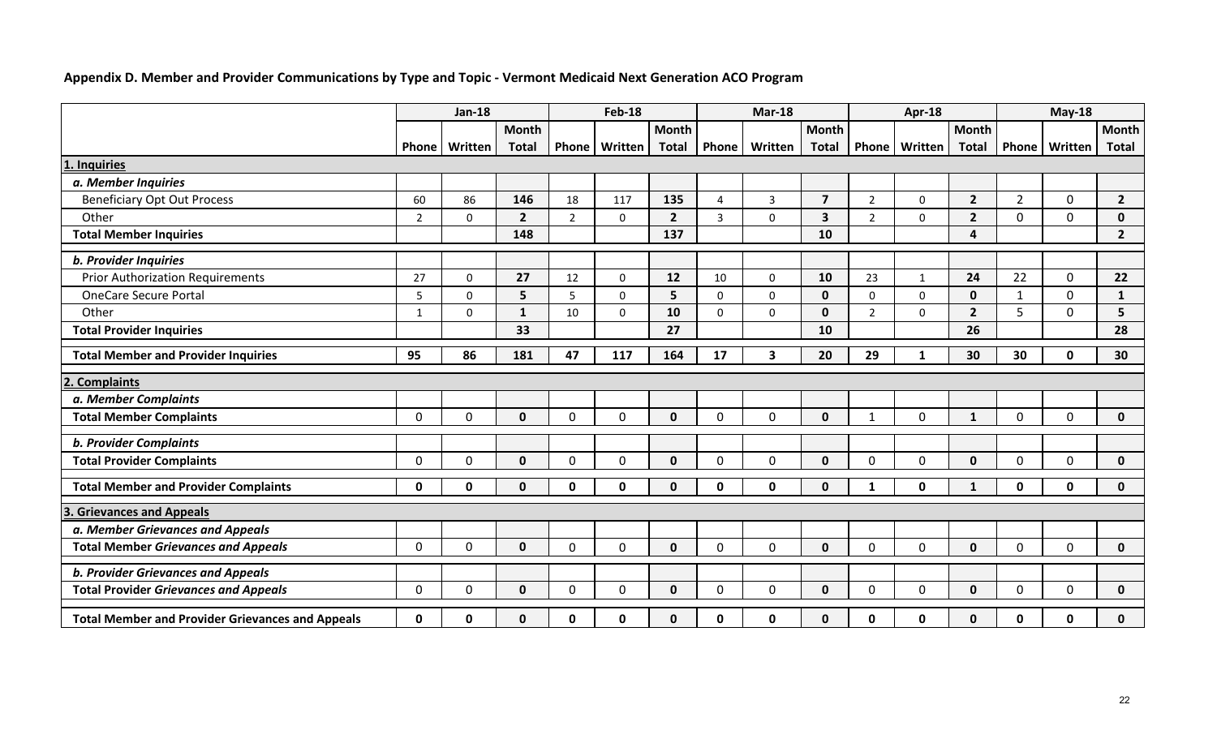**Appendix D. Member and Provider Communications by Type and Topic - Vermont Medicaid Next Generation ACO Program**

| | Jan-18 | | | Feb-18 | | | Mar-18 | | | Apr-18 | | | May-18 | | |
|---|---|---|---|---|---|---|---|---|---|---|---|---|---|---|---|
| | Phone | Written | Month Total | Phone | Written | Month Total | Phone | Written | Month Total | Phone | Written | Month Total | Phone | Written | Month Total |
| **1. Inquiries** | | | | | | | | | | | | | | | |
| ***a. Member Inquiries*** | | | | | | | | | | | | | | | |
| Beneficiary Opt Out Process | 60 | 86 | **146** | 18 | 117 | **135** | 4 | 3 | **7** | 2 | 0 | **2** | 2 | 0 | **2** |
| Other | 2 | 0 | **2** | 2 | 0 | **2** | 3 | 0 | **3** | 2 | 0 | **2** | 0 | 0 | **0** |
| **Total Member Inquiries** | | | **148** | | | **137** | | | **10** | | | **4** | | | **2** |
| ***b. Provider Inquiries*** | | | | | | | | | | | | | | | |
| Prior Authorization Requirements | 27 | 0 | **27** | 12 | 0 | **12** | 10 | 0 | **10** | 23 | 1 | **24** | 22 | 0 | **22** |
| OneCare Secure Portal | 5 | 0 | **5** | 5 | 0 | **5** | 0 | 0 | **0** | 0 | 0 | **0** | 1 | 0 | **1** |
| Other | 1 | 0 | **1** | 10 | 0 | **10** | 0 | 0 | **0** | 2 | 0 | **2** | 5 | 0 | **5** |
| **Total Provider Inquiries** | | | **33** | | | **27** | | | **10** | | | **26** | | | **28** |
| **Total Member and Provider Inquiries** | **95** | **86** | **181** | **47** | **117** | **164** | **17** | **3** | **20** | **29** | **1** | **30** | **30** | **0** | **30** |
| **2. Complaints** | | | | | | | | | | | | | | | |
| ***a. Member Complaints*** | | | | | | | | | | | | | | | |
| **Total Member Complaints** | 0 | 0 | **0** | 0 | 0 | **0** | 0 | 0 | **0** | 1 | 0 | **1** | 0 | 0 | **0** |
| ***b. Provider Complaints*** | | | | | | | | | | | | | | | |
| **Total Provider Complaints** | 0 | 0 | **0** | 0 | 0 | **0** | 0 | 0 | **0** | 0 | 0 | **0** | 0 | 0 | **0** |
| **Total Member and Provider Complaints** | **0** | **0** | **0** | **0** | **0** | **0** | **0** | **0** | **0** | **1** | **0** | **1** | **0** | **0** | **0** |
| **3. Grievances and Appeals** | | | | | | | | | | | | | | | |
| ***a. Member Grievances and Appeals*** | | | | | | | | | | | | | | | |
| **Total Member *Grievances and Appeals*** | 0 | 0 | **0** | 0 | 0 | **0** | 0 | 0 | **0** | 0 | 0 | **0** | 0 | 0 | **0** |
| ***b. Provider Grievances and Appeals*** | | | | | | | | | | | | | | | |
| **Total Provider *Grievances and Appeals*** | 0 | 0 | **0** | 0 | 0 | **0** | 0 | 0 | **0** | 0 | 0 | **0** | 0 | 0 | **0** |
| **Total Member and Provider Grievances and Appeals** | **0** | **0** | **0** | **0** | **0** | **0** | **0** | **0** | **0** | **0** | **0** | **0** | **0** | **0** | **0** |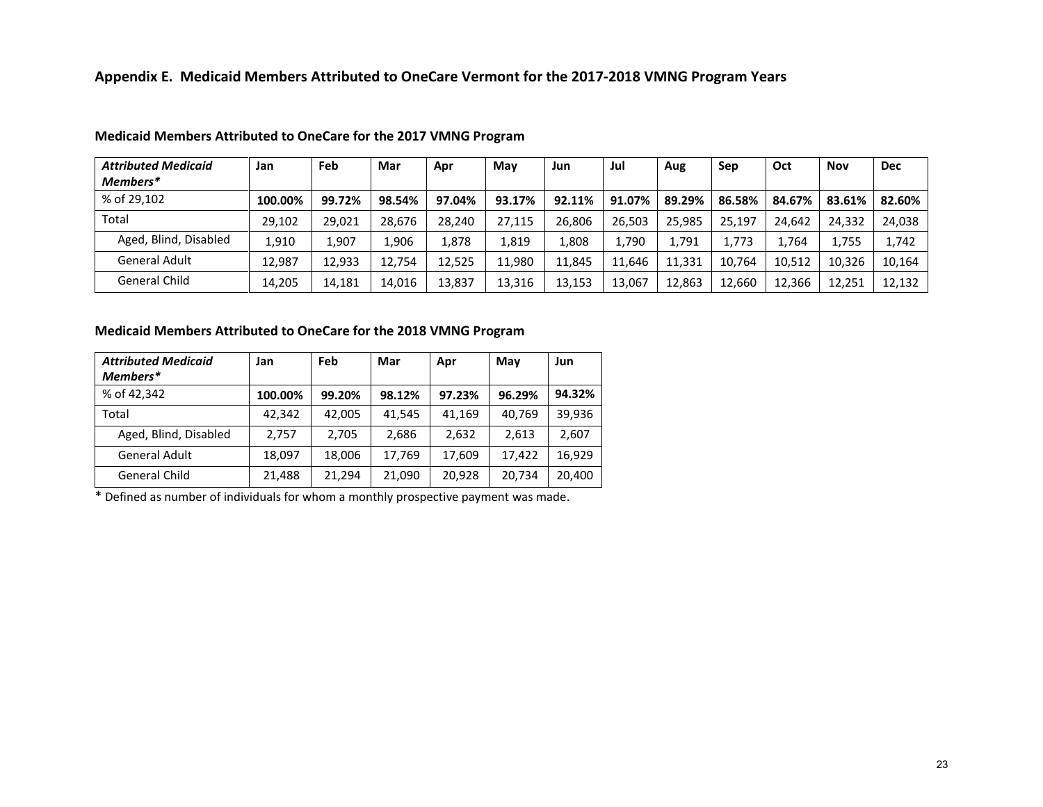## Appendix E. Medicaid Members Attributed to OneCare Vermont for the 2017-2018 VMNG Program Years

### Medicaid Members Attributed to OneCare for the 2017 VMNG Program

| ***Attributed Medicaid Members**** | Jan | Feb | Mar | Apr | May | Jun | Jul | Aug | Sep | Oct | Nov | Dec |
|---|---|---|---|---|---|---|---|---|---|---|---|---|
| % of 29,102 | **100.00%** | **99.72%** | **98.54%** | **97.04%** | **93.17%** | **92.11%** | **91.07%** | **89.29%** | **86.58%** | **84.67%** | **83.61%** | **82.60%** |
| Total | 29,102 | 29,021 | 28,676 | 28,240 | 27,115 | 26,806 | 26,503 | 25,985 | 25,197 | 24,642 | 24,332 | 24,038 |
| Aged, Blind, Disabled | 1,910 | 1,907 | 1,906 | 1,878 | 1,819 | 1,808 | 1,790 | 1,791 | 1,773 | 1,764 | 1,755 | 1,742 |
| General Adult | 12,987 | 12,933 | 12,754 | 12,525 | 11,980 | 11,845 | 11,646 | 11,331 | 10,764 | 10,512 | 10,326 | 10,164 |
| General Child | 14,205 | 14,181 | 14,016 | 13,837 | 13,316 | 13,153 | 13,067 | 12,863 | 12,660 | 12,366 | 12,251 | 12,132 |

### Medicaid Members Attributed to OneCare for the 2018 VMNG Program

| ***Attributed Medicaid Members**** | Jan | Feb | Mar | Apr | May | Jun |
|---|---|---|---|---|---|---|
| % of 42,342 | **100.00%** | **99.20%** | **98.12%** | **97.23%** | **96.29%** | **94.32%** |
| Total | 42,342 | 42,005 | 41,545 | 41,169 | 40,769 | 39,936 |
| Aged, Blind, Disabled | 2,757 | 2,705 | 2,686 | 2,632 | 2,613 | 2,607 |
| General Adult | 18,097 | 18,006 | 17,769 | 17,609 | 17,422 | 16,929 |
| General Child | 21,488 | 21,294 | 21,090 | 20,928 | 20,734 | 20,400 |

* Defined as number of individuals for whom a monthly prospective payment was made.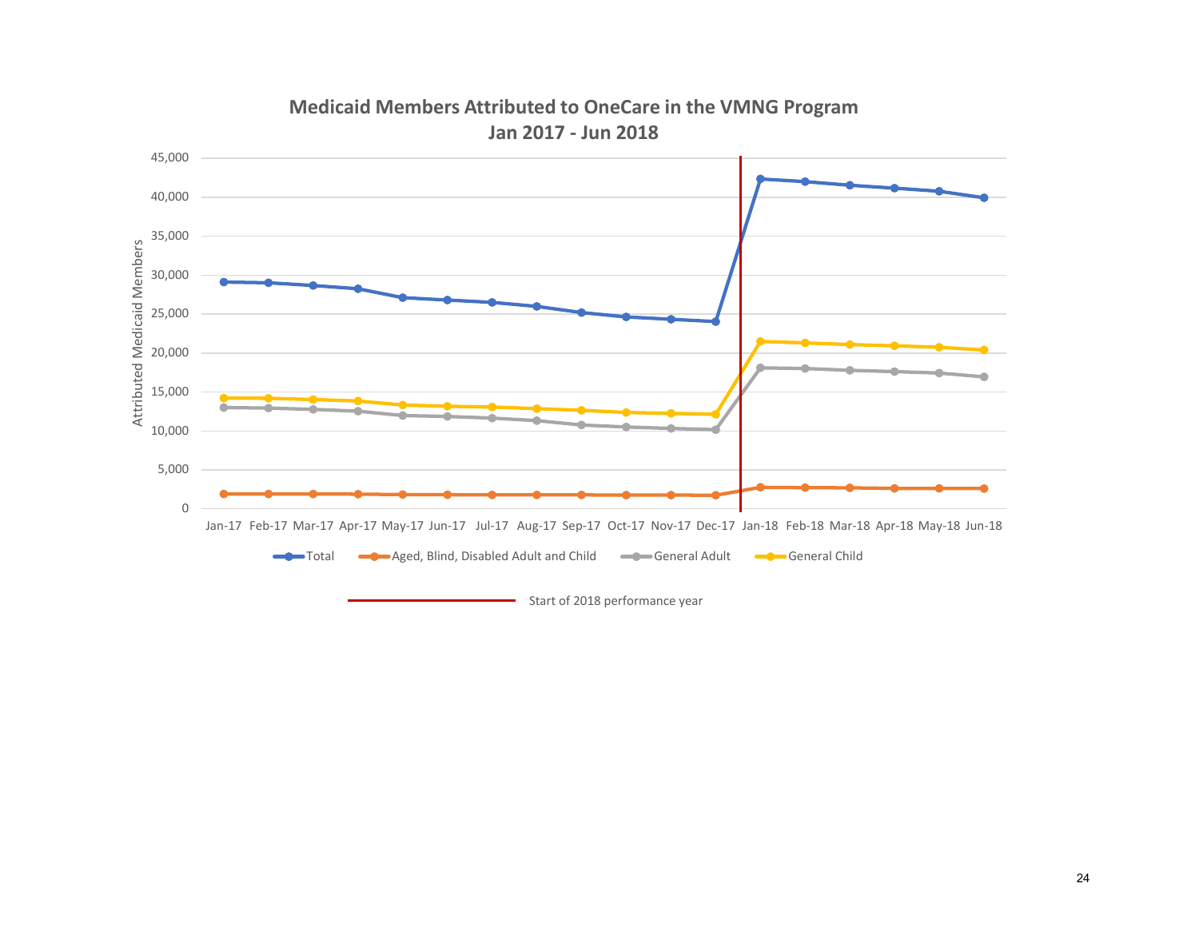**Medicaid Members Attributed to OneCare in the VMNG Program**
**Jan 2017 - Jun 2018**

Attributed Medicaid Members

45,000
40,000
35,000
30,000
25,000
20,000
15,000
10,000
5,000
0

Jan-17 Feb-17 Mar-17 Apr-17 May-17 Jun-17 Jul-17 Aug-17 Sep-17 Oct-17 Nov-17 Dec-17 Jan-18 Feb-18 Mar-18 Apr-18 May-18 Jun-18

Total
Aged, Blind, Disabled Adult and Child
General Adult
General Child

Start of 2018 performance year